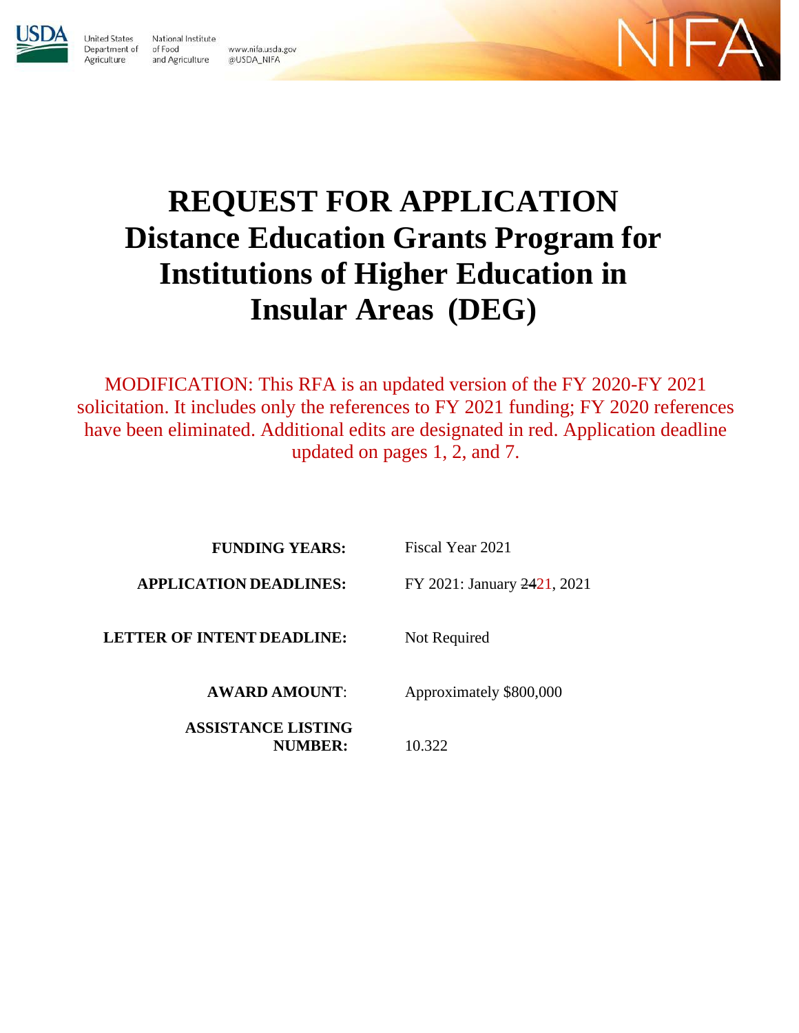# REQUEST FOR APPLICATION
# Distance Education Grants Program for Institutions of Higher Education in Insular Areas (DEG)

MODIFICATION: This RFA is an updated version of the FY 2020-FY 2021 solicitation. It includes only the references to FY 2021 funding; FY 2020 references have been eliminated. Additional edits are designated in red. Application deadline updated on pages 1, 2, and 7.

| | |
|---|---|
| **FUNDING YEARS:** | Fiscal Year 2021 |
| **APPLICATION DEADLINES:** | FY 2021: January ~~24~~21, 2021 |
| **LETTER OF INTENT DEADLINE:** | Not Required |
| **AWARD AMOUNT**: | Approximately $800,000 |
| **ASSISTANCE LISTING NUMBER:** | 10.322 |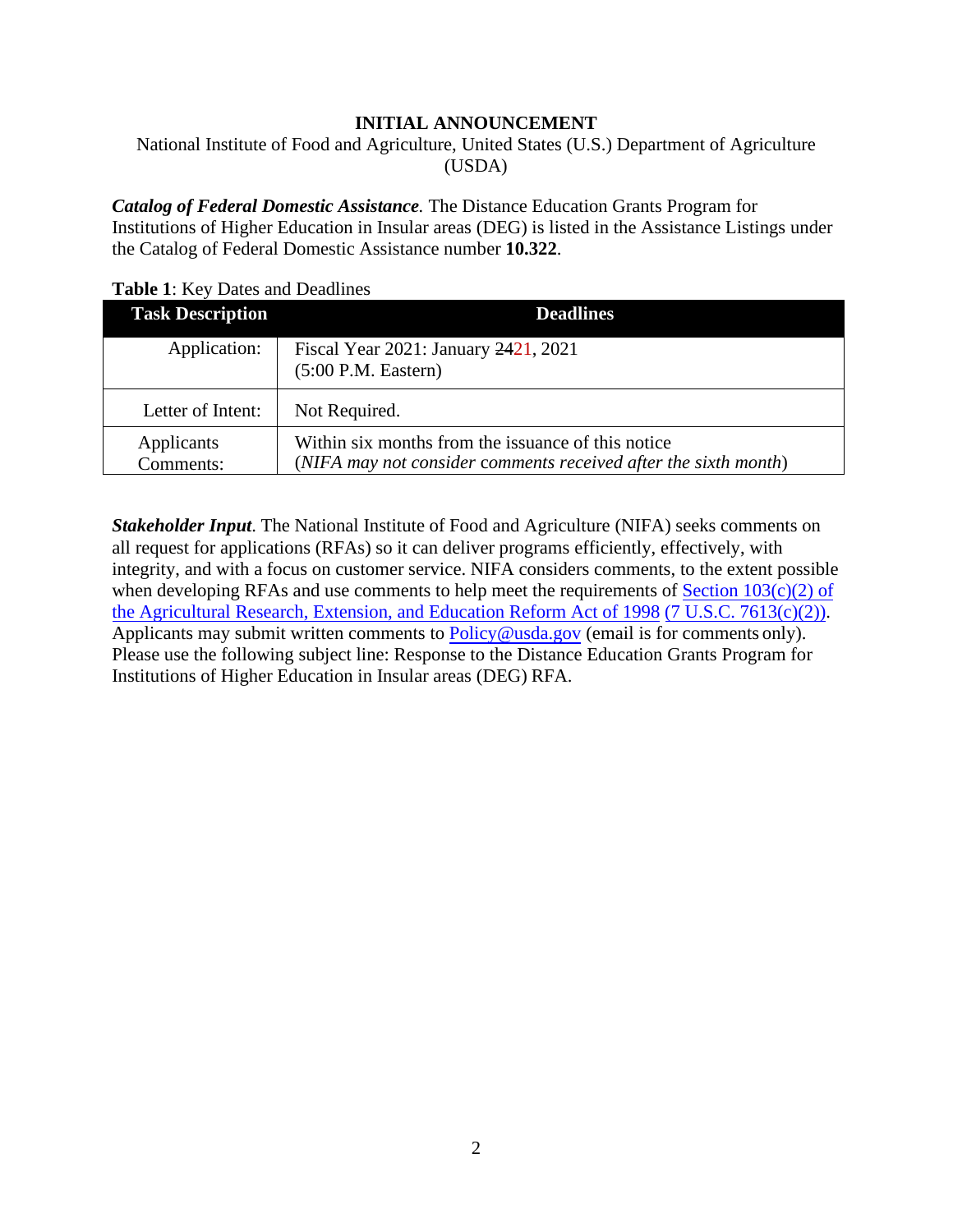**INITIAL ANNOUNCEMENT**

National Institute of Food and Agriculture, United States (U.S.) Department of Agriculture (USDA)

***Catalog of Federal Domestic Assistance.*** The Distance Education Grants Program for Institutions of Higher Education in Insular areas (DEG) is listed in the Assistance Listings under the Catalog of Federal Domestic Assistance number **10.322**.

**Table 1**: Key Dates and Deadlines

| Task Description | Deadlines |
|---|---|
| Application: | Fiscal Year 2021: January ~~24~~21, 2021 (5:00 P.M. Eastern) |
| Letter of Intent: | Not Required. |
| Applicants Comments: | Within six months from the issuance of this notice (*NIFA may not consider comments received after the sixth month*) |

***Stakeholder Input***. The National Institute of Food and Agriculture (NIFA) seeks comments on all request for applications (RFAs) so it can deliver programs efficiently, effectively, with integrity, and with a focus on customer service. NIFA considers comments, to the extent possible when developing RFAs and use comments to help meet the requirements of Section 103(c)(2) of the Agricultural Research, Extension, and Education Reform Act of 1998 (7 U.S.C. 7613(c)(2)). Applicants may submit written comments to Policy@usda.gov (email is for comments only). Please use the following subject line: Response to the Distance Education Grants Program for Institutions of Higher Education in Insular areas (DEG) RFA.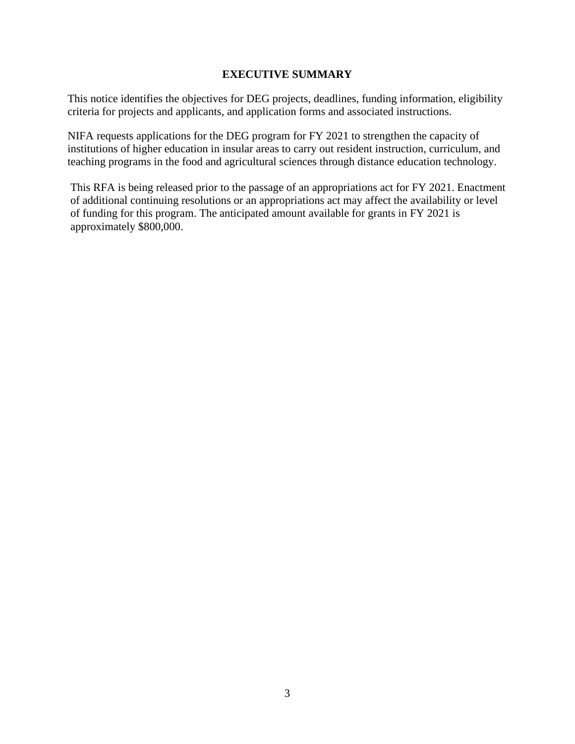## EXECUTIVE SUMMARY

This notice identifies the objectives for DEG projects, deadlines, funding information, eligibility criteria for projects and applicants, and application forms and associated instructions.

NIFA requests applications for the DEG program for FY 2021 to strengthen the capacity of institutions of higher education in insular areas to carry out resident instruction, curriculum, and teaching programs in the food and agricultural sciences through distance education technology.

This RFA is being released prior to the passage of an appropriations act for FY 2021. Enactment of additional continuing resolutions or an appropriations act may affect the availability or level of funding for this program. The anticipated amount available for grants in FY 2021 is approximately $800,000.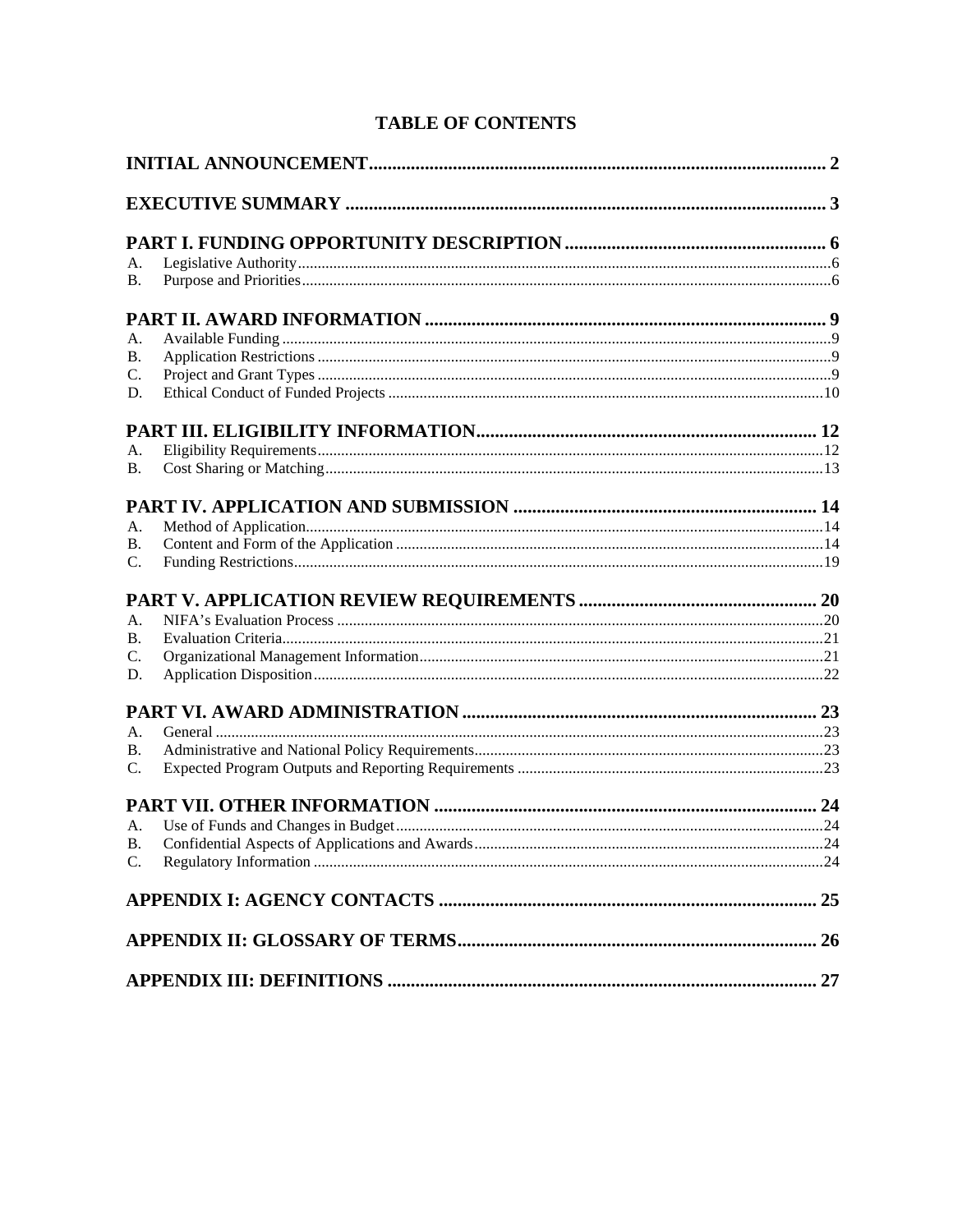# TABLE OF CONTENTS

**INITIAL ANNOUNCEMENT** .................................................................................... 2

**EXECUTIVE SUMMARY** ....................................................................................... 3

**PART I. FUNDING OPPORTUNITY DESCRIPTION** ........................................................ 6

A. Legislative Authority ........................................................................................ 6
B. Purpose and Priorities ....................................................................................... 6

**PART II. AWARD INFORMATION** ......................................................................... 9

A. Available Funding ............................................................................................ 9
B. Application Restrictions .................................................................................... 9
C. Project and Grant Types ..................................................................................... 9
D. Ethical Conduct of Funded Projects ..................................................................... 10

**PART III. ELIGIBILITY INFORMATION** .................................................................. 12

A. Eligibility Requirements .................................................................................... 12
B. Cost Sharing or Matching ................................................................................... 13

**PART IV. APPLICATION AND SUBMISSION** ............................................................. 14

A. Method of Application ....................................................................................... 14
B. Content and Form of the Application ................................................................... 14
C. Funding Restrictions ......................................................................................... 19

**PART V. APPLICATION REVIEW REQUIREMENTS** ...................................................... 20

A. NIFA's Evaluation Process ................................................................................. 20
B. Evaluation Criteria ............................................................................................ 21
C. Organizational Management Information ............................................................... 21
D. Application Disposition ..................................................................................... 22

**PART VI. AWARD ADMINISTRATION** ..................................................................... 23

A. General .......................................................................................................... 23
B. Administrative and National Policy Requirements .................................................... 23
C. Expected Program Outputs and Reporting Requirements ............................................ 23

**PART VII. OTHER INFORMATION** ......................................................................... 24

A. Use of Funds and Changes in Budget .................................................................... 24
B. Confidential Aspects of Applications and Awards .................................................... 24
C. Regulatory Information ...................................................................................... 24

**APPENDIX I: AGENCY CONTACTS** ......................................................................... 25

**APPENDIX II: GLOSSARY OF TERMS** ..................................................................... 26

**APPENDIX III: DEFINITIONS** ................................................................................ 27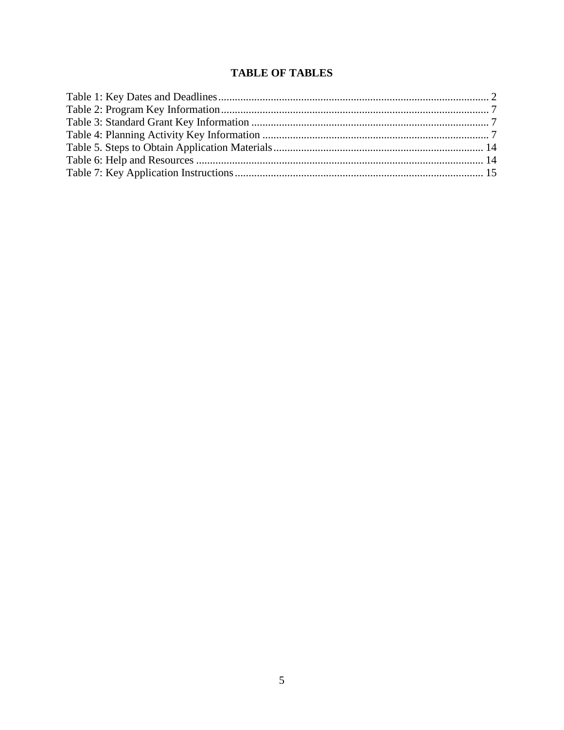## TABLE OF TABLES

Table 1: Key Dates and Deadlines.................................................................................................. 2
Table 2: Program Key Information................................................................................................ 7
Table 3: Standard Grant Key Information ..................................................................................... 7
Table 4: Planning Activity Key Information .................................................................................. 7
Table 5. Steps to Obtain Application Materials............................................................................ 14
Table 6: Help and Resources ....................................................................................................... 14
Table 7: Key Application Instructions.......................................................................................... 15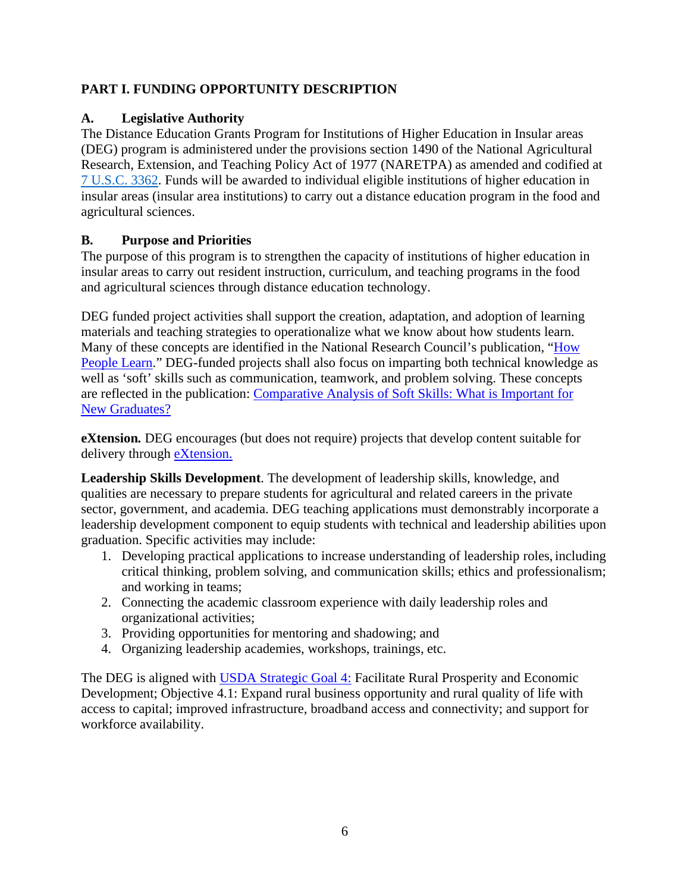## PART I. FUNDING OPPORTUNITY DESCRIPTION

### A. Legislative Authority

The Distance Education Grants Program for Institutions of Higher Education in Insular areas (DEG) program is administered under the provisions section 1490 of the National Agricultural Research, Extension, and Teaching Policy Act of 1977 (NARETPA) as amended and codified at 7 U.S.C. 3362. Funds will be awarded to individual eligible institutions of higher education in insular areas (insular area institutions) to carry out a distance education program in the food and agricultural sciences.

### B. Purpose and Priorities

The purpose of this program is to strengthen the capacity of institutions of higher education in insular areas to carry out resident instruction, curriculum, and teaching programs in the food and agricultural sciences through distance education technology.

DEG funded project activities shall support the creation, adaptation, and adoption of learning materials and teaching strategies to operationalize what we know about how students learn. Many of these concepts are identified in the National Research Council's publication, "How People Learn." DEG-funded projects shall also focus on imparting both technical knowledge as well as 'soft' skills such as communication, teamwork, and problem solving. These concepts are reflected in the publication: Comparative Analysis of Soft Skills: What is Important for New Graduates?

***eXtension.*** DEG encourages (but does not require) projects that develop content suitable for delivery through eXtension.

**Leadership Skills Development**. The development of leadership skills, knowledge, and qualities are necessary to prepare students for agricultural and related careers in the private sector, government, and academia. DEG teaching applications must demonstrably incorporate a leadership development component to equip students with technical and leadership abilities upon graduation. Specific activities may include:

1. Developing practical applications to increase understanding of leadership roles, including critical thinking, problem solving, and communication skills; ethics and professionalism; and working in teams;
2. Connecting the academic classroom experience with daily leadership roles and organizational activities;
3. Providing opportunities for mentoring and shadowing; and
4. Organizing leadership academies, workshops, trainings, etc.

The DEG is aligned with USDA Strategic Goal 4: Facilitate Rural Prosperity and Economic Development; Objective 4.1: Expand rural business opportunity and rural quality of life with access to capital; improved infrastructure, broadband access and connectivity; and support for workforce availability.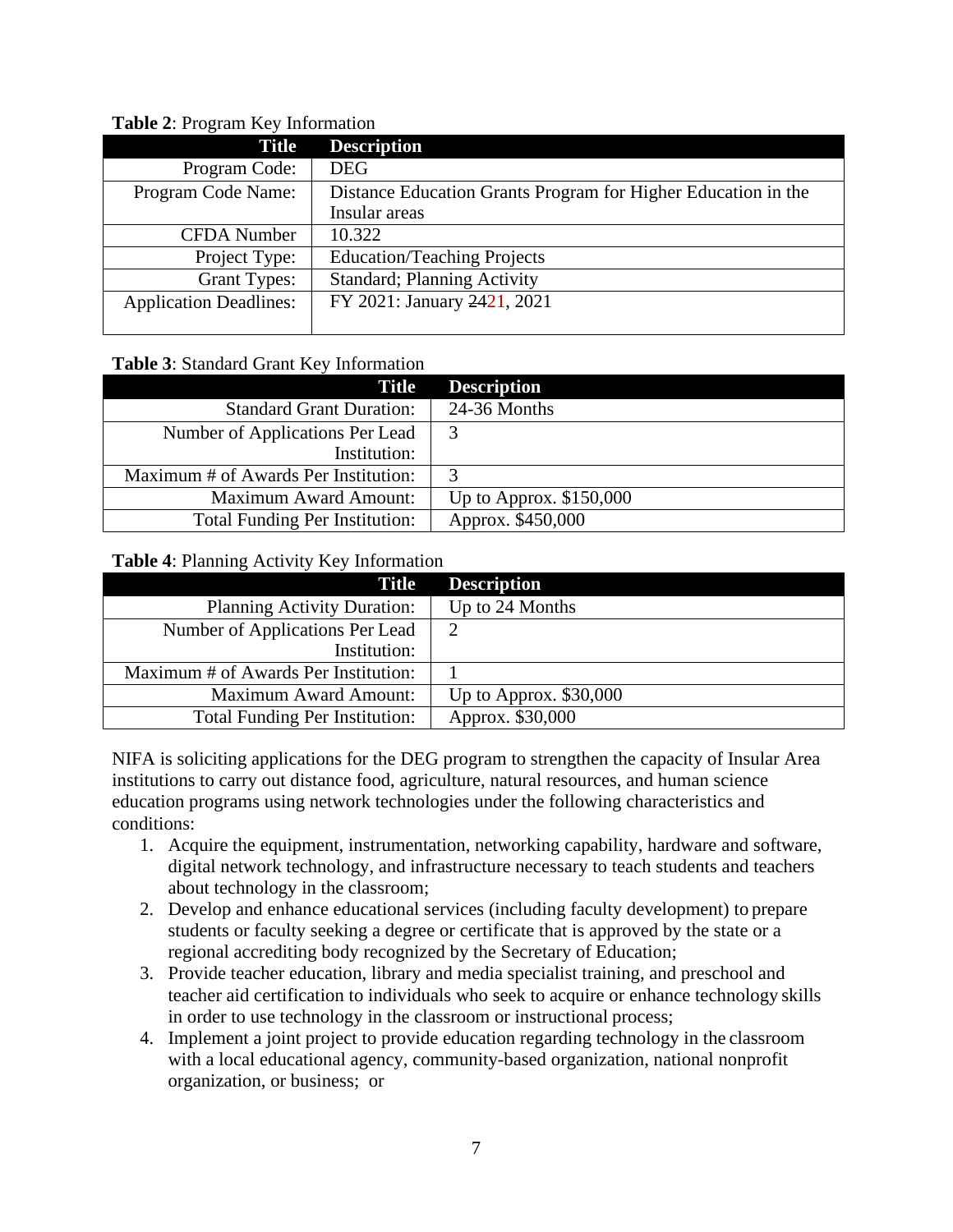**Table 2**: Program Key Information

| Title | Description |
| --- | --- |
| Program Code: | DEG |
| Program Code Name: | Distance Education Grants Program for Higher Education in the Insular areas |
| CFDA Number | 10.322 |
| Project Type: | Education/Teaching Projects |
| Grant Types: | Standard; Planning Activity |
| Application Deadlines: | FY 2021: January ~~24~~21, 2021 |

**Table 3**: Standard Grant Key Information

| Title | Description |
| --- | --- |
| Standard Grant Duration: | 24-36 Months |
| Number of Applications Per Lead Institution: | 3 |
| Maximum # of Awards Per Institution: | 3 |
| Maximum Award Amount: | Up to Approx. $150,000 |
| Total Funding Per Institution: | Approx. $450,000 |

**Table 4**: Planning Activity Key Information

| Title | Description |
| --- | --- |
| Planning Activity Duration: | Up to 24 Months |
| Number of Applications Per Lead Institution: | 2 |
| Maximum # of Awards Per Institution: | 1 |
| Maximum Award Amount: | Up to Approx. $30,000 |
| Total Funding Per Institution: | Approx. $30,000 |

NIFA is soliciting applications for the DEG program to strengthen the capacity of Insular Area institutions to carry out distance food, agriculture, natural resources, and human science education programs using network technologies under the following characteristics and conditions:

1. Acquire the equipment, instrumentation, networking capability, hardware and software, digital network technology, and infrastructure necessary to teach students and teachers about technology in the classroom;
2. Develop and enhance educational services (including faculty development) to prepare students or faculty seeking a degree or certificate that is approved by the state or a regional accrediting body recognized by the Secretary of Education;
3. Provide teacher education, library and media specialist training, and preschool and teacher aid certification to individuals who seek to acquire or enhance technology skills in order to use technology in the classroom or instructional process;
4. Implement a joint project to provide education regarding technology in the classroom with a local educational agency, community-based organization, national nonprofit organization, or business; or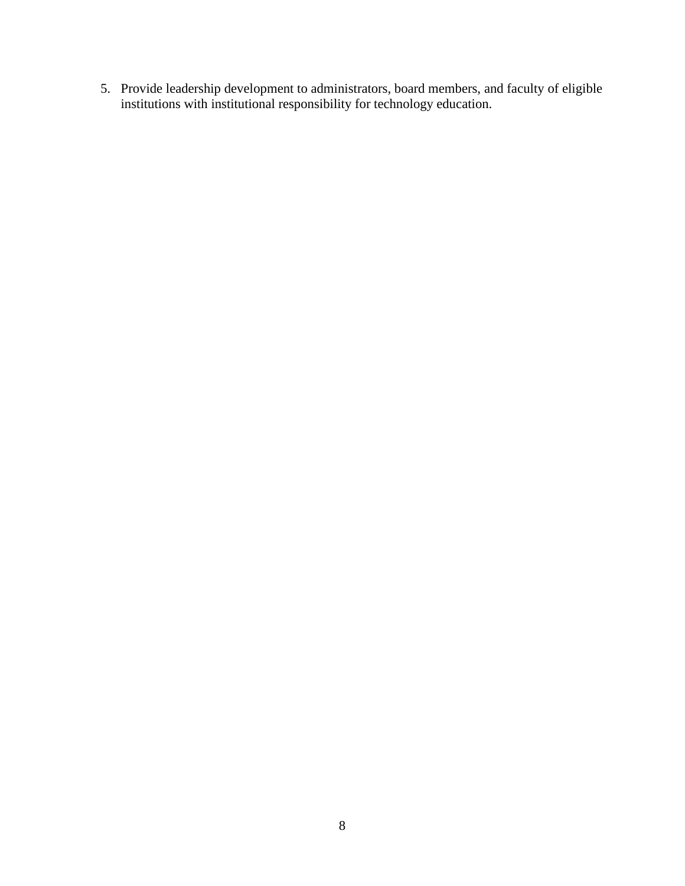5. Provide leadership development to administrators, board members, and faculty of eligible institutions with institutional responsibility for technology education.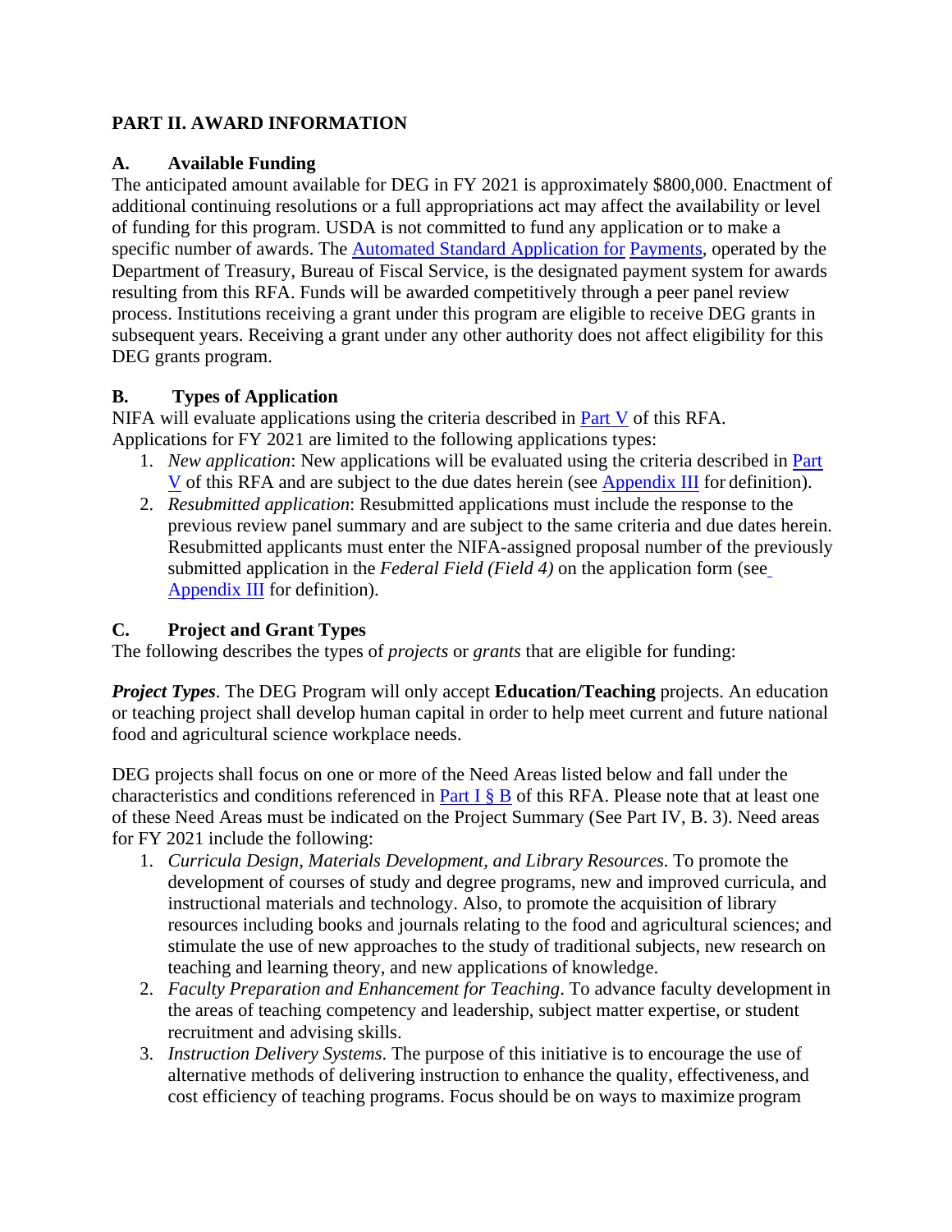## PART II. AWARD INFORMATION

### A. Available Funding

The anticipated amount available for DEG in FY 2021 is approximately $800,000. Enactment of additional continuing resolutions or a full appropriations act may affect the availability or level of funding for this program. USDA is not committed to fund any application or to make a specific number of awards. The Automated Standard Application for Payments, operated by the Department of Treasury, Bureau of Fiscal Service, is the designated payment system for awards resulting from this RFA. Funds will be awarded competitively through a peer panel review process. Institutions receiving a grant under this program are eligible to receive DEG grants in subsequent years. Receiving a grant under any other authority does not affect eligibility for this DEG grants program.

### B. Types of Application

NIFA will evaluate applications using the criteria described in Part V of this RFA. Applications for FY 2021 are limited to the following applications types:

1. *New application*: New applications will be evaluated using the criteria described in Part V of this RFA and are subject to the due dates herein (see Appendix III for definition).
2. *Resubmitted application*: Resubmitted applications must include the response to the previous review panel summary and are subject to the same criteria and due dates herein. Resubmitted applicants must enter the NIFA-assigned proposal number of the previously submitted application in the *Federal Field (Field 4)* on the application form (see Appendix III for definition).

### C. Project and Grant Types

The following describes the types of *projects* or *grants* that are eligible for funding:

***Project Types***. The DEG Program will only accept **Education/Teaching** projects. An education or teaching project shall develop human capital in order to help meet current and future national food and agricultural science workplace needs.

DEG projects shall focus on one or more of the Need Areas listed below and fall under the characteristics and conditions referenced in Part I § B of this RFA. Please note that at least one of these Need Areas must be indicated on the Project Summary (See Part IV, B. 3). Need areas for FY 2021 include the following:

1. *Curricula Design, Materials Development, and Library Resources*. To promote the development of courses of study and degree programs, new and improved curricula, and instructional materials and technology. Also, to promote the acquisition of library resources including books and journals relating to the food and agricultural sciences; and stimulate the use of new approaches to the study of traditional subjects, new research on teaching and learning theory, and new applications of knowledge.
2. *Faculty Preparation and Enhancement for Teaching*. To advance faculty development in the areas of teaching competency and leadership, subject matter expertise, or student recruitment and advising skills.
3. *Instruction Delivery Systems*. The purpose of this initiative is to encourage the use of alternative methods of delivering instruction to enhance the quality, effectiveness, and cost efficiency of teaching programs. Focus should be on ways to maximize program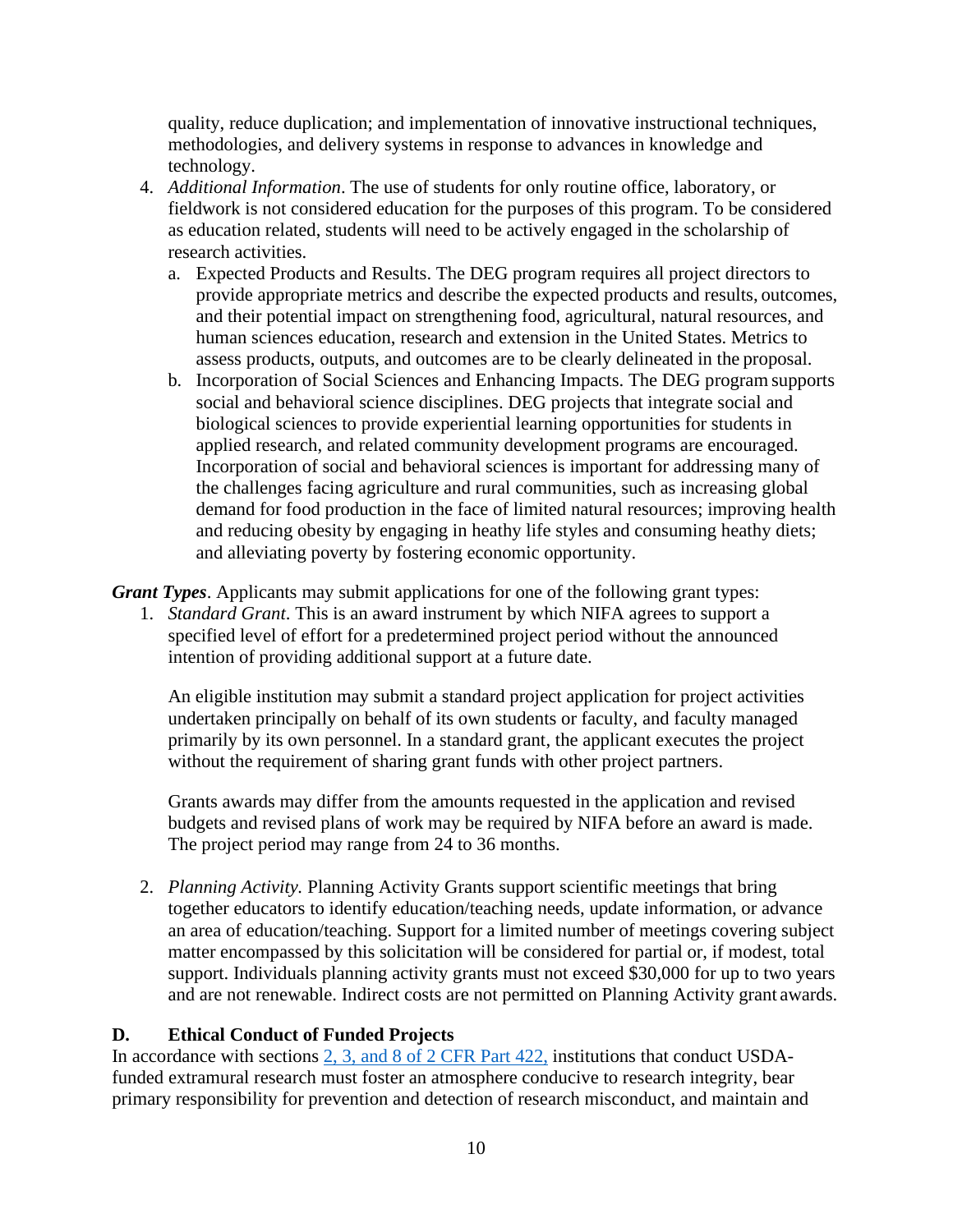quality, reduce duplication; and implementation of innovative instructional techniques, methodologies, and delivery systems in response to advances in knowledge and technology.

4. *Additional Information*. The use of students for only routine office, laboratory, or fieldwork is not considered education for the purposes of this program. To be considered as education related, students will need to be actively engaged in the scholarship of research activities.
   a. Expected Products and Results. The DEG program requires all project directors to provide appropriate metrics and describe the expected products and results, outcomes, and their potential impact on strengthening food, agricultural, natural resources, and human sciences education, research and extension in the United States. Metrics to assess products, outputs, and outcomes are to be clearly delineated in the proposal.
   b. Incorporation of Social Sciences and Enhancing Impacts. The DEG program supports social and behavioral science disciplines. DEG projects that integrate social and biological sciences to provide experiential learning opportunities for students in applied research, and related community development programs are encouraged. Incorporation of social and behavioral sciences is important for addressing many of the challenges facing agriculture and rural communities, such as increasing global demand for food production in the face of limited natural resources; improving health and reducing obesity by engaging in heathy life styles and consuming heathy diets; and alleviating poverty by fostering economic opportunity.

***Grant Types***. Applicants may submit applications for one of the following grant types:

1. *Standard Grant*. This is an award instrument by which NIFA agrees to support a specified level of effort for a predetermined project period without the announced intention of providing additional support at a future date.

   An eligible institution may submit a standard project application for project activities undertaken principally on behalf of its own students or faculty, and faculty managed primarily by its own personnel. In a standard grant, the applicant executes the project without the requirement of sharing grant funds with other project partners.

   Grants awards may differ from the amounts requested in the application and revised budgets and revised plans of work may be required by NIFA before an award is made. The project period may range from 24 to 36 months.

2. *Planning Activity.* Planning Activity Grants support scientific meetings that bring together educators to identify education/teaching needs, update information, or advance an area of education/teaching. Support for a limited number of meetings covering subject matter encompassed by this solicitation will be considered for partial or, if modest, total support. Individuals planning activity grants must not exceed $30,000 for up to two years and are not renewable. Indirect costs are not permitted on Planning Activity grant awards.

## D. Ethical Conduct of Funded Projects

In accordance with sections [2, 3, and 8 of 2 CFR Part 422,](#) institutions that conduct USDA-funded extramural research must foster an atmosphere conducive to research integrity, bear primary responsibility for prevention and detection of research misconduct, and maintain and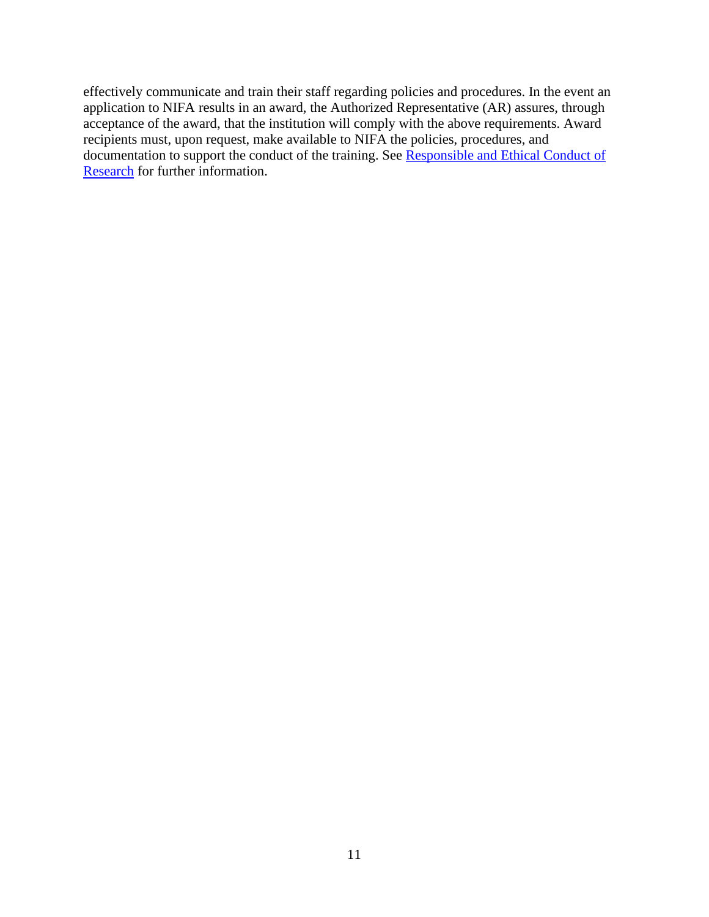effectively communicate and train their staff regarding policies and procedures. In the event an application to NIFA results in an award, the Authorized Representative (AR) assures, through acceptance of the award, that the institution will comply with the above requirements. Award recipients must, upon request, make available to NIFA the policies, procedures, and documentation to support the conduct of the training. See Responsible and Ethical Conduct of Research for further information.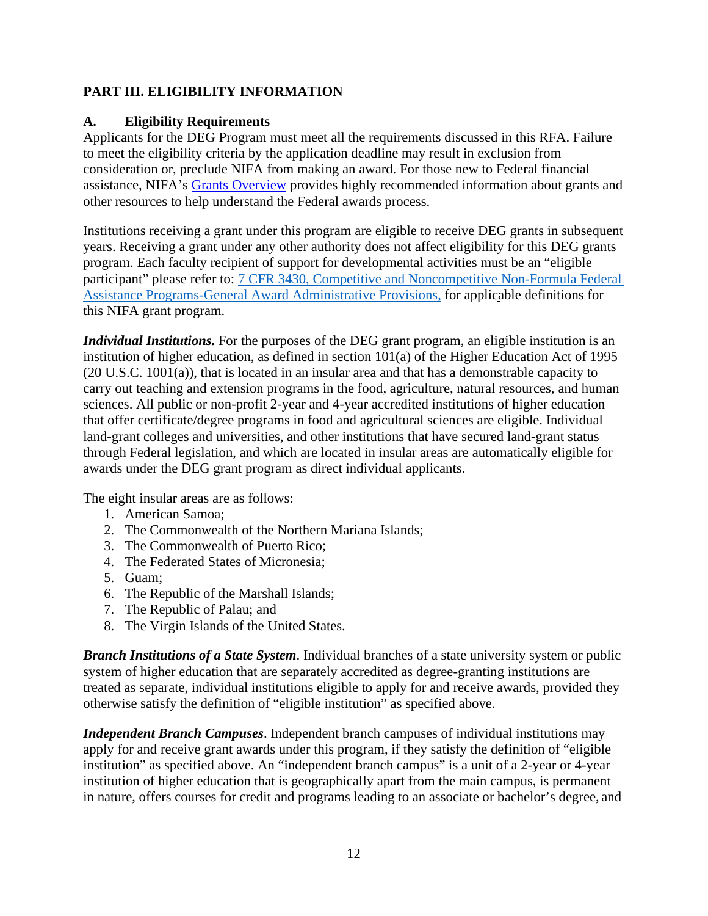## PART III. ELIGIBILITY INFORMATION

### A. Eligibility Requirements

Applicants for the DEG Program must meet all the requirements discussed in this RFA. Failure to meet the eligibility criteria by the application deadline may result in exclusion from consideration or, preclude NIFA from making an award. For those new to Federal financial assistance, NIFA's [Grants Overview](#) provides highly recommended information about grants and other resources to help understand the Federal awards process.

Institutions receiving a grant under this program are eligible to receive DEG grants in subsequent years. Receiving a grant under any other authority does not affect eligibility for this DEG grants program. Each faculty recipient of support for developmental activities must be an "eligible participant" please refer to: [7 CFR 3430, Competitive and Noncompetitive Non-Formula Federal Assistance Programs-General Award Administrative Provisions,](#) for applicable definitions for this NIFA grant program.

***Individual Institutions.*** For the purposes of the DEG grant program, an eligible institution is an institution of higher education, as defined in section 101(a) of the Higher Education Act of 1995 (20 U.S.C. 1001(a)), that is located in an insular area and that has a demonstrable capacity to carry out teaching and extension programs in the food, agriculture, natural resources, and human sciences. All public or non-profit 2-year and 4-year accredited institutions of higher education that offer certificate/degree programs in food and agricultural sciences are eligible. Individual land-grant colleges and universities, and other institutions that have secured land-grant status through Federal legislation, and which are located in insular areas are automatically eligible for awards under the DEG grant program as direct individual applicants.

The eight insular areas are as follows:

1. American Samoa;
2. The Commonwealth of the Northern Mariana Islands;
3. The Commonwealth of Puerto Rico;
4. The Federated States of Micronesia;
5. Guam;
6. The Republic of the Marshall Islands;
7. The Republic of Palau; and
8. The Virgin Islands of the United States.

***Branch Institutions of a State System***. Individual branches of a state university system or public system of higher education that are separately accredited as degree-granting institutions are treated as separate, individual institutions eligible to apply for and receive awards, provided they otherwise satisfy the definition of "eligible institution" as specified above.

***Independent Branch Campuses***. Independent branch campuses of individual institutions may apply for and receive grant awards under this program, if they satisfy the definition of "eligible institution" as specified above. An "independent branch campus" is a unit of a 2-year or 4-year institution of higher education that is geographically apart from the main campus, is permanent in nature, offers courses for credit and programs leading to an associate or bachelor's degree, and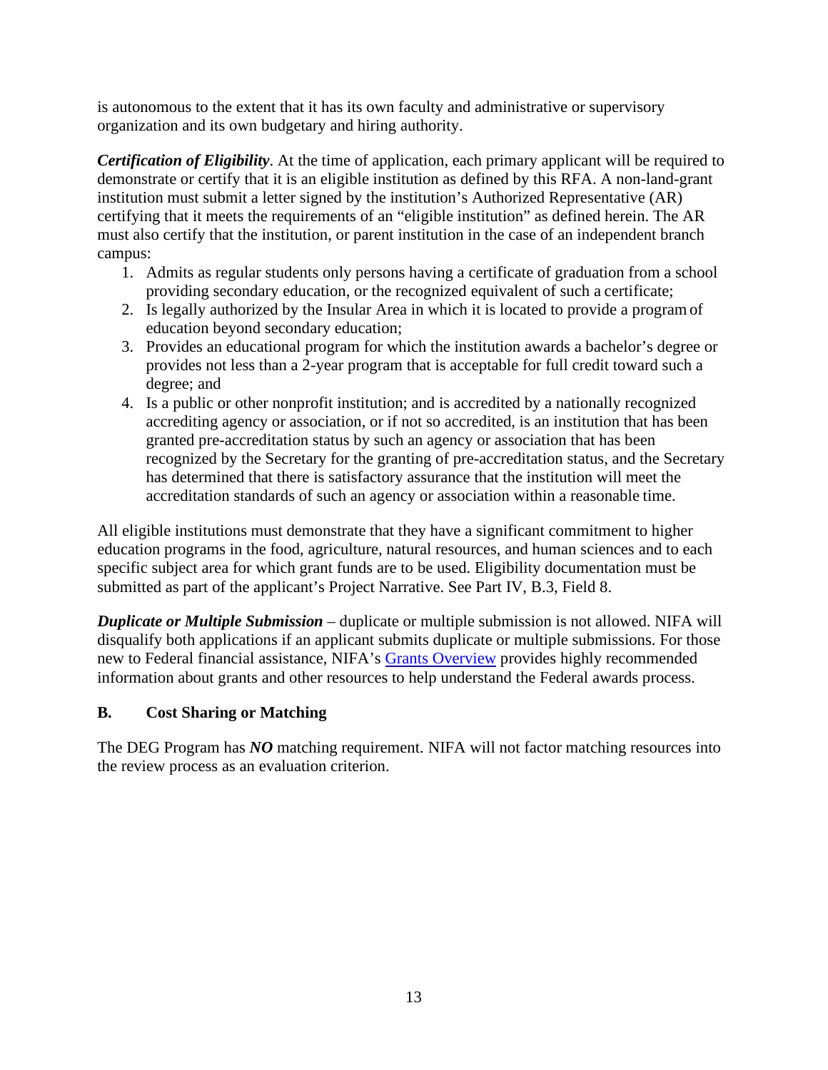is autonomous to the extent that it has its own faculty and administrative or supervisory organization and its own budgetary and hiring authority.

***Certification of Eligibility***. At the time of application, each primary applicant will be required to demonstrate or certify that it is an eligible institution as defined by this RFA. A non-land-grant institution must submit a letter signed by the institution's Authorized Representative (AR) certifying that it meets the requirements of an "eligible institution" as defined herein. The AR must also certify that the institution, or parent institution in the case of an independent branch campus:

1. Admits as regular students only persons having a certificate of graduation from a school providing secondary education, or the recognized equivalent of such a certificate;
2. Is legally authorized by the Insular Area in which it is located to provide a program of education beyond secondary education;
3. Provides an educational program for which the institution awards a bachelor's degree or provides not less than a 2-year program that is acceptable for full credit toward such a degree; and
4. Is a public or other nonprofit institution; and is accredited by a nationally recognized accrediting agency or association, or if not so accredited, is an institution that has been granted pre-accreditation status by such an agency or association that has been recognized by the Secretary for the granting of pre-accreditation status, and the Secretary has determined that there is satisfactory assurance that the institution will meet the accreditation standards of such an agency or association within a reasonable time.

All eligible institutions must demonstrate that they have a significant commitment to higher education programs in the food, agriculture, natural resources, and human sciences and to each specific subject area for which grant funds are to be used. Eligibility documentation must be submitted as part of the applicant's Project Narrative. See Part IV, B.3, Field 8.

***Duplicate or Multiple Submission*** – duplicate or multiple submission is not allowed. NIFA will disqualify both applications if an applicant submits duplicate or multiple submissions. For those new to Federal financial assistance, NIFA's Grants Overview provides highly recommended information about grants and other resources to help understand the Federal awards process.

## B. Cost Sharing or Matching

The DEG Program has ***NO*** matching requirement. NIFA will not factor matching resources into the review process as an evaluation criterion.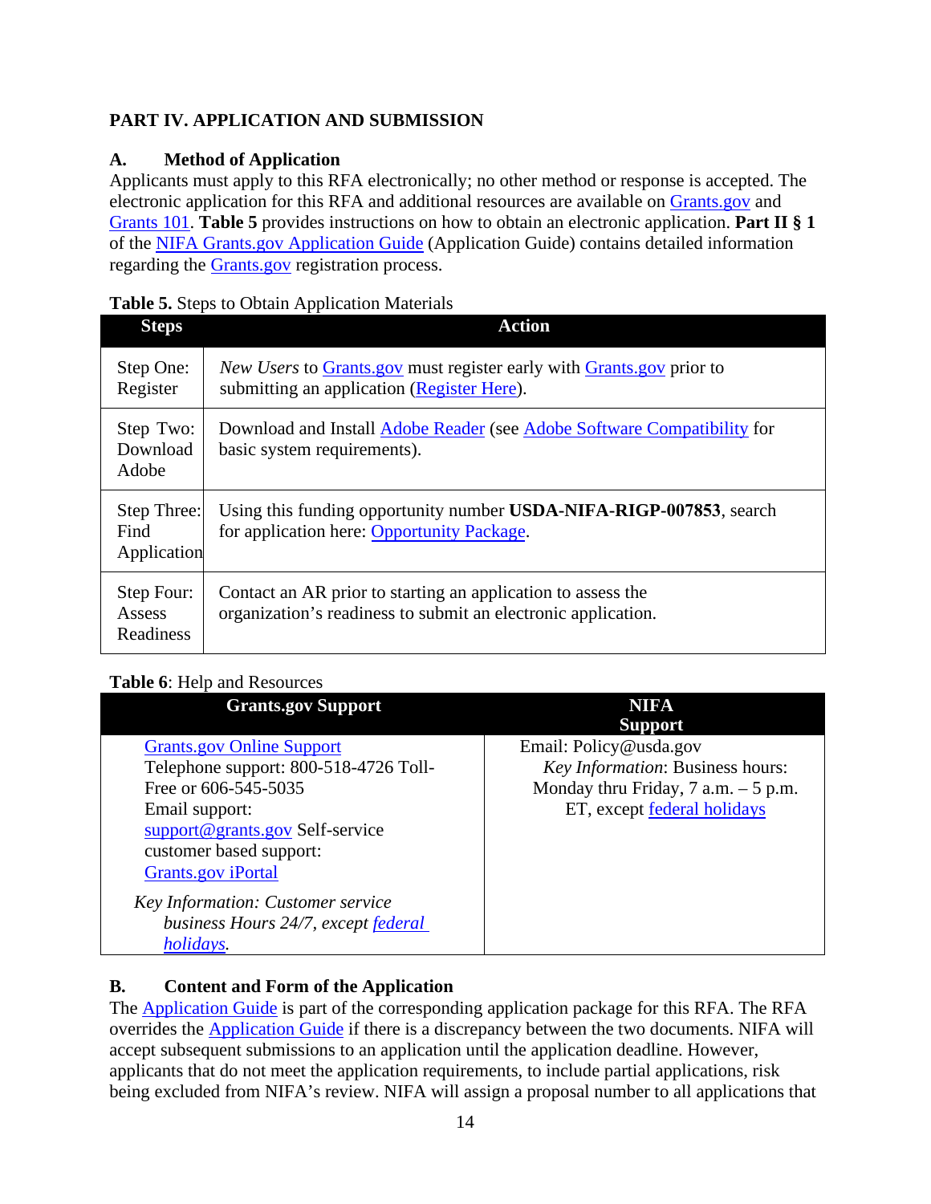## PART IV. APPLICATION AND SUBMISSION

### A. Method of Application

Applicants must apply to this RFA electronically; no other method or response is accepted. The electronic application for this RFA and additional resources are available on Grants.gov and Grants 101. **Table 5** provides instructions on how to obtain an electronic application. **Part II § 1** of the NIFA Grants.gov Application Guide (Application Guide) contains detailed information regarding the Grants.gov registration process.

**Table 5.** Steps to Obtain Application Materials

| Steps | Action |
| --- | --- |
| Step One: Register | *New Users* to Grants.gov must register early with Grants.gov prior to submitting an application (Register Here). |
| Step Two: Download Adobe | Download and Install Adobe Reader (see Adobe Software Compatibility for basic system requirements). |
| Step Three: Find Application | Using this funding opportunity number **USDA-NIFA-RIGP-007853**, search for application here: Opportunity Package. |
| Step Four: Assess Readiness | Contact an AR prior to starting an application to assess the organization's readiness to submit an electronic application. |

**Table 6**: Help and Resources

| Grants.gov Support | NIFA Support |
| --- | --- |
| Grants.gov Online Support<br>Telephone support: 800-518-4726 Toll-Free or 606-545-5035<br>Email support: support@grants.gov Self-service customer based support: Grants.gov iPortal<br>*Key Information: Customer service business Hours 24/7, except federal holidays.* | Email: Policy@usda.gov<br>*Key Information*: Business hours: Monday thru Friday, 7 a.m. – 5 p.m. ET, except federal holidays |

### B. Content and Form of the Application

The Application Guide is part of the corresponding application package for this RFA. The RFA overrides the Application Guide if there is a discrepancy between the two documents. NIFA will accept subsequent submissions to an application until the application deadline. However, applicants that do not meet the application requirements, to include partial applications, risk being excluded from NIFA's review. NIFA will assign a proposal number to all applications that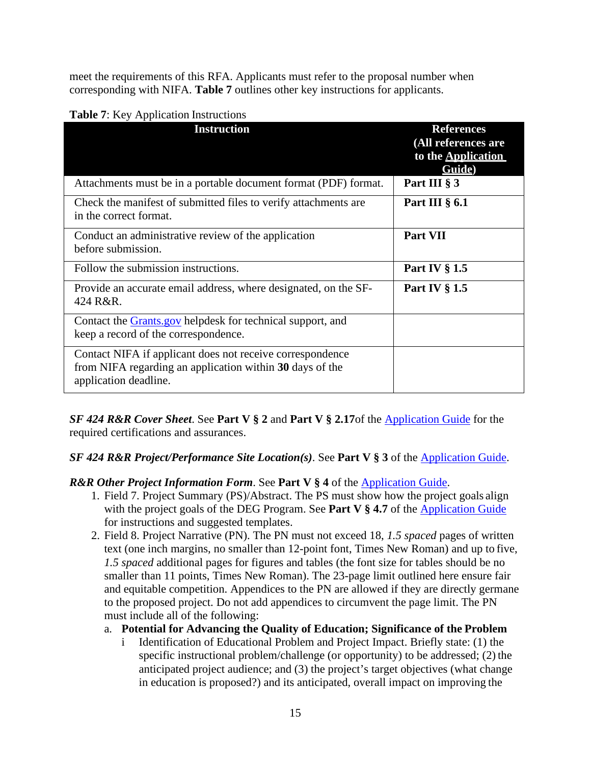meet the requirements of this RFA. Applicants must refer to the proposal number when corresponding with NIFA. **Table 7** outlines other key instructions for applicants.

**Table 7**: Key Application Instructions

| Instruction | References (All references are to the Application Guide) |
|---|---|
| Attachments must be in a portable document format (PDF) format. | **Part III § 3** |
| Check the manifest of submitted files to verify attachments are in the correct format. | **Part III § 6.1** |
| Conduct an administrative review of the application before submission. | **Part VII** |
| Follow the submission instructions. | **Part IV § 1.5** |
| Provide an accurate email address, where designated, on the SF-424 R&R. | **Part IV § 1.5** |
| Contact the Grants.gov helpdesk for technical support, and keep a record of the correspondence. | |
| Contact NIFA if applicant does not receive correspondence from NIFA regarding an application within **30** days of the application deadline. | |

***SF 424 R&R Cover Sheet***. See **Part V § 2** and **Part V § 2.17**of the Application Guide for the required certifications and assurances.

***SF 424 R&R Project/Performance Site Location(s)***. See **Part V § 3** of the Application Guide.

***R&R Other Project Information Form***. See **Part V § 4** of the Application Guide.

1. Field 7. Project Summary (PS)/Abstract. The PS must show how the project goals align with the project goals of the DEG Program. See **Part V § 4.7** of the Application Guide for instructions and suggested templates.
2. Field 8. Project Narrative (PN). The PN must not exceed 18, *1.5 spaced* pages of written text (one inch margins, no smaller than 12-point font, Times New Roman) and up to five, *1.5 spaced* additional pages for figures and tables (the font size for tables should be no smaller than 11 points, Times New Roman). The 23-page limit outlined here ensure fair and equitable competition. Appendices to the PN are allowed if they are directly germane to the proposed project. Do not add appendices to circumvent the page limit. The PN must include all of the following:
   a. **Potential for Advancing the Quality of Education; Significance of the Problem**
      i. Identification of Educational Problem and Project Impact. Briefly state: (1) the specific instructional problem/challenge (or opportunity) to be addressed; (2) the anticipated project audience; and (3) the project's target objectives (what change in education is proposed?) and its anticipated, overall impact on improving the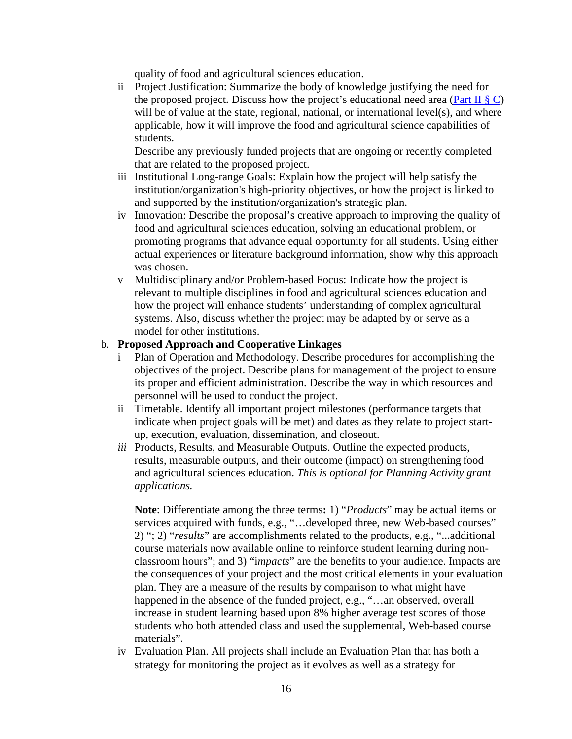quality of food and agricultural sciences education.

ii Project Justification: Summarize the body of knowledge justifying the need for the proposed project. Discuss how the project's educational need area (Part II § C) will be of value at the state, regional, national, or international level(s), and where applicable, how it will improve the food and agricultural science capabilities of students.

   Describe any previously funded projects that are ongoing or recently completed that are related to the proposed project.

iii Institutional Long-range Goals: Explain how the project will help satisfy the institution/organization's high-priority objectives, or how the project is linked to and supported by the institution/organization's strategic plan.

iv Innovation: Describe the proposal's creative approach to improving the quality of food and agricultural sciences education, solving an educational problem, or promoting programs that advance equal opportunity for all students. Using either actual experiences or literature background information, show why this approach was chosen.

v Multidisciplinary and/or Problem-based Focus: Indicate how the project is relevant to multiple disciplines in food and agricultural sciences education and how the project will enhance students' understanding of complex agricultural systems. Also, discuss whether the project may be adapted by or serve as a model for other institutions.

b. **Proposed Approach and Cooperative Linkages**

i Plan of Operation and Methodology. Describe procedures for accomplishing the objectives of the project. Describe plans for management of the project to ensure its proper and efficient administration. Describe the way in which resources and personnel will be used to conduct the project.

ii Timetable. Identify all important project milestones (performance targets that indicate when project goals will be met) and dates as they relate to project start-up, execution, evaluation, dissemination, and closeout.

*iii* Products, Results, and Measurable Outputs. Outline the expected products, results, measurable outputs, and their outcome (impact) on strengthening food and agricultural sciences education. *This is optional for Planning Activity grant applications.*

   **Note**: Differentiate among the three terms**:** 1) "*Products*" may be actual items or services acquired with funds, e.g., "…developed three, new Web-based courses" 2) "; 2) "*results*" are accomplishments related to the products, e.g., "...additional course materials now available online to reinforce student learning during non-classroom hours"; and 3) "i*mpacts*" are the benefits to your audience. Impacts are the consequences of your project and the most critical elements in your evaluation plan. They are a measure of the results by comparison to what might have happened in the absence of the funded project, e.g., "…an observed, overall increase in student learning based upon 8% higher average test scores of those students who both attended class and used the supplemental, Web-based course materials".

iv Evaluation Plan. All projects shall include an Evaluation Plan that has both a strategy for monitoring the project as it evolves as well as a strategy for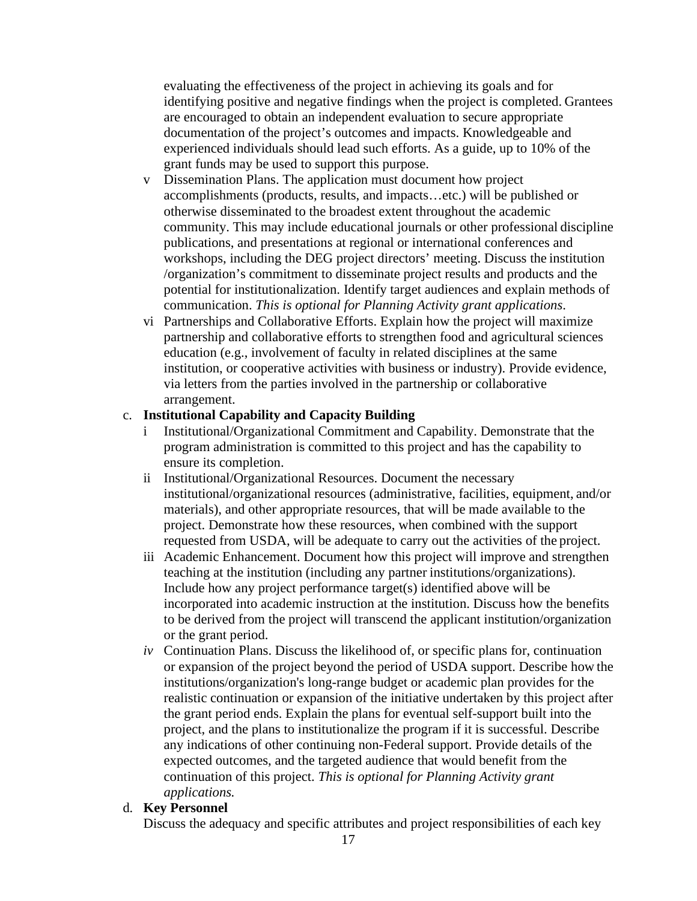evaluating the effectiveness of the project in achieving its goals and for identifying positive and negative findings when the project is completed. Grantees are encouraged to obtain an independent evaluation to secure appropriate documentation of the project's outcomes and impacts. Knowledgeable and experienced individuals should lead such efforts. As a guide, up to 10% of the grant funds may be used to support this purpose.

v Dissemination Plans. The application must document how project accomplishments (products, results, and impacts…etc.) will be published or otherwise disseminated to the broadest extent throughout the academic community. This may include educational journals or other professional discipline publications, and presentations at regional or international conferences and workshops, including the DEG project directors' meeting. Discuss the institution /organization's commitment to disseminate project results and products and the potential for institutionalization. Identify target audiences and explain methods of communication. *This is optional for Planning Activity grant applications.*

vi Partnerships and Collaborative Efforts. Explain how the project will maximize partnership and collaborative efforts to strengthen food and agricultural sciences education (e.g., involvement of faculty in related disciplines at the same institution, or cooperative activities with business or industry). Provide evidence, via letters from the parties involved in the partnership or collaborative arrangement.

c. **Institutional Capability and Capacity Building**

i Institutional/Organizational Commitment and Capability. Demonstrate that the program administration is committed to this project and has the capability to ensure its completion.

ii Institutional/Organizational Resources. Document the necessary institutional/organizational resources (administrative, facilities, equipment, and/or materials), and other appropriate resources, that will be made available to the project. Demonstrate how these resources, when combined with the support requested from USDA, will be adequate to carry out the activities of the project.

iii Academic Enhancement. Document how this project will improve and strengthen teaching at the institution (including any partner institutions/organizations). Include how any project performance target(s) identified above will be incorporated into academic instruction at the institution. Discuss how the benefits to be derived from the project will transcend the applicant institution/organization or the grant period.

*iv* Continuation Plans. Discuss the likelihood of, or specific plans for, continuation or expansion of the project beyond the period of USDA support. Describe how the institutions/organization's long-range budget or academic plan provides for the realistic continuation or expansion of the initiative undertaken by this project after the grant period ends. Explain the plans for eventual self-support built into the project, and the plans to institutionalize the program if it is successful. Describe any indications of other continuing non-Federal support. Provide details of the expected outcomes, and the targeted audience that would benefit from the continuation of this project. *This is optional for Planning Activity grant applications.*

d. **Key Personnel**

Discuss the adequacy and specific attributes and project responsibilities of each key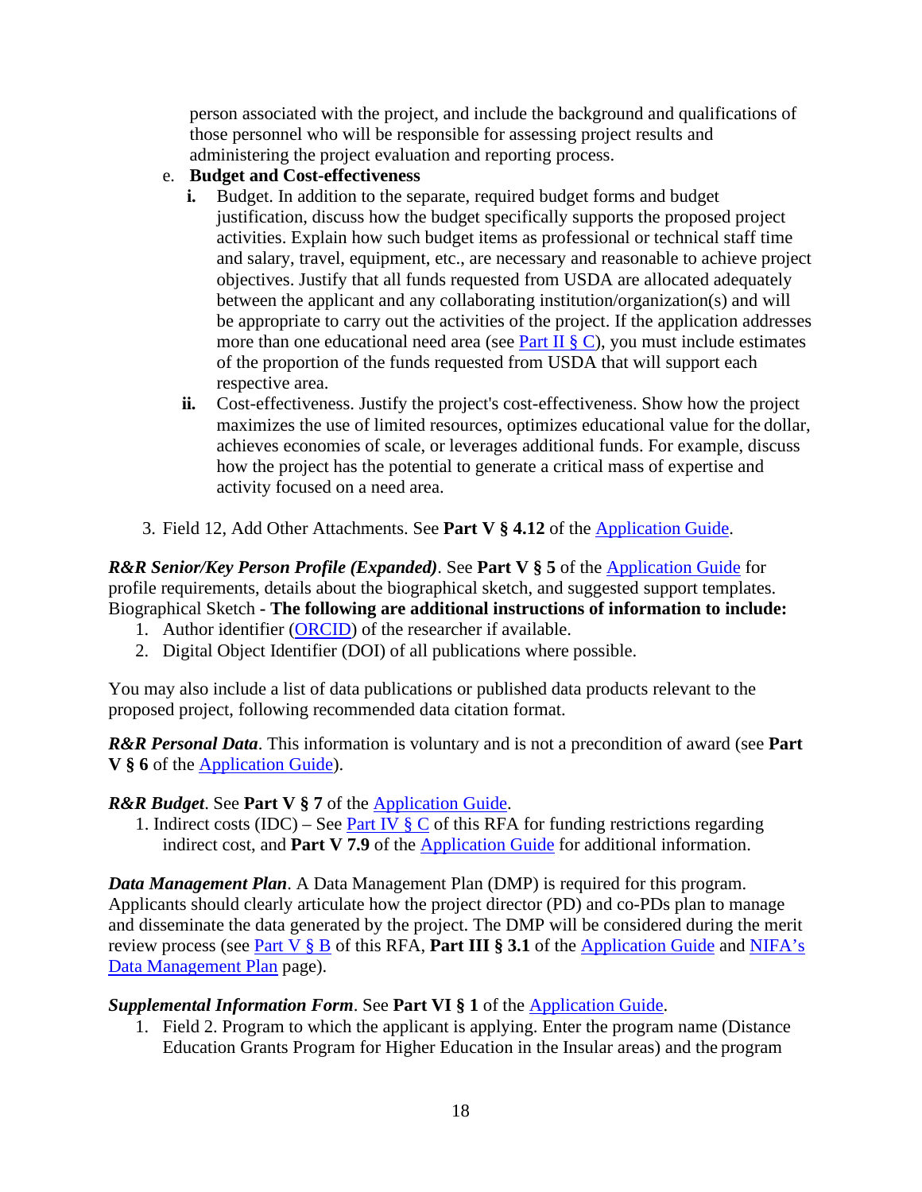person associated with the project, and include the background and qualifications of those personnel who will be responsible for assessing project results and administering the project evaluation and reporting process.

e. **Budget and Cost-effectiveness**

   **i.** Budget. In addition to the separate, required budget forms and budget justification, discuss how the budget specifically supports the proposed project activities. Explain how such budget items as professional or technical staff time and salary, travel, equipment, etc., are necessary and reasonable to achieve project objectives. Justify that all funds requested from USDA are allocated adequately between the applicant and any collaborating institution/organization(s) and will be appropriate to carry out the activities of the project. If the application addresses more than one educational need area (see Part II § C), you must include estimates of the proportion of the funds requested from USDA that will support each respective area.

   **ii.** Cost-effectiveness. Justify the project's cost-effectiveness. Show how the project maximizes the use of limited resources, optimizes educational value for the dollar, achieves economies of scale, or leverages additional funds. For example, discuss how the project has the potential to generate a critical mass of expertise and activity focused on a need area.

3. Field 12, Add Other Attachments. See **Part V § 4.12** of the Application Guide.

***R&R Senior/Key Person Profile (Expanded)***. See **Part V § 5** of the Application Guide for profile requirements, details about the biographical sketch, and suggested support templates. Biographical Sketch **- The following are additional instructions of information to include:**

1. Author identifier (ORCID) of the researcher if available.
2. Digital Object Identifier (DOI) of all publications where possible.

You may also include a list of data publications or published data products relevant to the proposed project, following recommended data citation format.

***R&R Personal Data***. This information is voluntary and is not a precondition of award (see **Part V § 6** of the Application Guide).

***R&R Budget***. See **Part V § 7** of the Application Guide.

1. Indirect costs (IDC) – See Part IV § C of this RFA for funding restrictions regarding indirect cost, and **Part V 7.9** of the Application Guide for additional information.

***Data Management Plan***. A Data Management Plan (DMP) is required for this program. Applicants should clearly articulate how the project director (PD) and co-PDs plan to manage and disseminate the data generated by the project. The DMP will be considered during the merit review process (see Part V § B of this RFA, **Part III § 3.1** of the Application Guide and NIFA's Data Management Plan page).

***Supplemental Information Form***. See **Part VI § 1** of the Application Guide.

1. Field 2. Program to which the applicant is applying. Enter the program name (Distance Education Grants Program for Higher Education in the Insular areas) and the program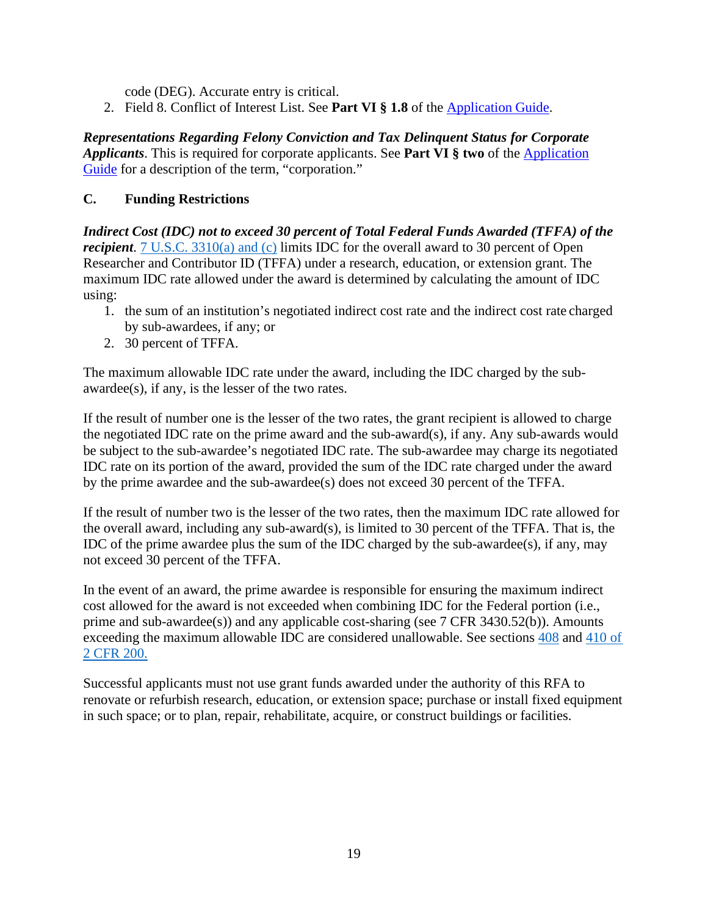code (DEG). Accurate entry is critical.

2. Field 8. Conflict of Interest List. See **Part VI § 1.8** of the [Application Guide](Application Guide).

***Representations Regarding Felony Conviction and Tax Delinquent Status for Corporate Applicants***. This is required for corporate applicants. See **Part VI § two** of the [Application Guide](Application Guide) for a description of the term, "corporation."

## C. Funding Restrictions

***Indirect Cost (IDC) not to exceed 30 percent of Total Federal Funds Awarded (TFFA) of the recipient***. [7 U.S.C. 3310(a) and (c)](7 U.S.C. 3310(a) and (c)) limits IDC for the overall award to 30 percent of Open Researcher and Contributor ID (TFFA) under a research, education, or extension grant. The maximum IDC rate allowed under the award is determined by calculating the amount of IDC using:

1. the sum of an institution's negotiated indirect cost rate and the indirect cost rate charged by sub-awardees, if any; or
2. 30 percent of TFFA.

The maximum allowable IDC rate under the award, including the IDC charged by the sub-awardee(s), if any, is the lesser of the two rates.

If the result of number one is the lesser of the two rates, the grant recipient is allowed to charge the negotiated IDC rate on the prime award and the sub-award(s), if any. Any sub-awards would be subject to the sub-awardee's negotiated IDC rate. The sub-awardee may charge its negotiated IDC rate on its portion of the award, provided the sum of the IDC rate charged under the award by the prime awardee and the sub-awardee(s) does not exceed 30 percent of the TFFA.

If the result of number two is the lesser of the two rates, then the maximum IDC rate allowed for the overall award, including any sub-award(s), is limited to 30 percent of the TFFA. That is, the IDC of the prime awardee plus the sum of the IDC charged by the sub-awardee(s), if any, may not exceed 30 percent of the TFFA.

In the event of an award, the prime awardee is responsible for ensuring the maximum indirect cost allowed for the award is not exceeded when combining IDC for the Federal portion (i.e., prime and sub-awardee(s)) and any applicable cost-sharing (see 7 CFR 3430.52(b)). Amounts exceeding the maximum allowable IDC are considered unallowable. See sections [408](408) and [410 of 2 CFR 200.](410 of 2 CFR 200.)

Successful applicants must not use grant funds awarded under the authority of this RFA to renovate or refurbish research, education, or extension space; purchase or install fixed equipment in such space; or to plan, repair, rehabilitate, acquire, or construct buildings or facilities.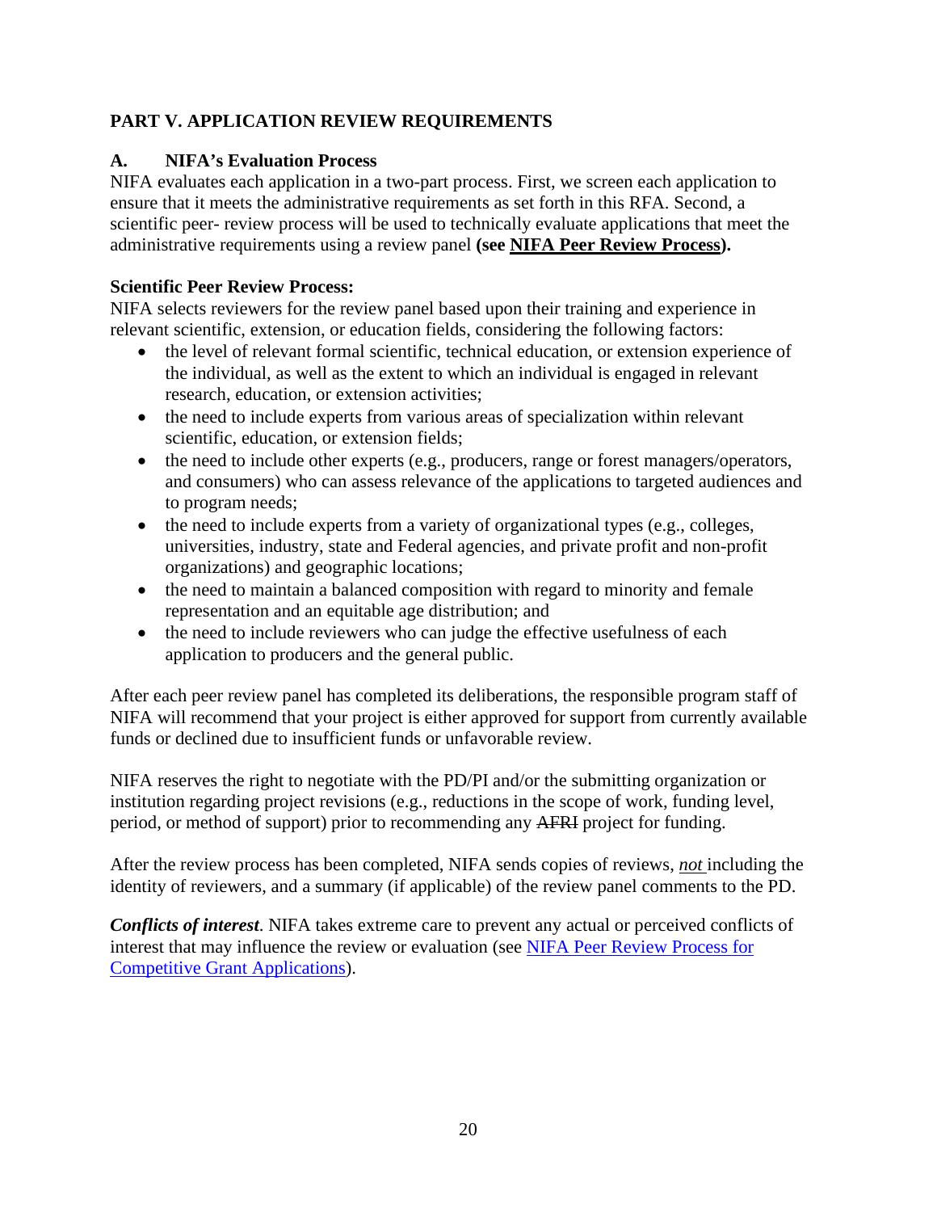## PART V. APPLICATION REVIEW REQUIREMENTS

### A. NIFA's Evaluation Process

NIFA evaluates each application in a two-part process. First, we screen each application to ensure that it meets the administrative requirements as set forth in this RFA. Second, a scientific peer- review process will be used to technically evaluate applications that meet the administrative requirements using a review panel **(see NIFA Peer Review Process).**

**Scientific Peer Review Process:**

NIFA selects reviewers for the review panel based upon their training and experience in relevant scientific, extension, or education fields, considering the following factors:

- the level of relevant formal scientific, technical education, or extension experience of the individual, as well as the extent to which an individual is engaged in relevant research, education, or extension activities;
- the need to include experts from various areas of specialization within relevant scientific, education, or extension fields;
- the need to include other experts (e.g., producers, range or forest managers/operators, and consumers) who can assess relevance of the applications to targeted audiences and to program needs;
- the need to include experts from a variety of organizational types (e.g., colleges, universities, industry, state and Federal agencies, and private profit and non-profit organizations) and geographic locations;
- the need to maintain a balanced composition with regard to minority and female representation and an equitable age distribution; and
- the need to include reviewers who can judge the effective usefulness of each application to producers and the general public.

After each peer review panel has completed its deliberations, the responsible program staff of NIFA will recommend that your project is either approved for support from currently available funds or declined due to insufficient funds or unfavorable review.

NIFA reserves the right to negotiate with the PD/PI and/or the submitting organization or institution regarding project revisions (e.g., reductions in the scope of work, funding level, period, or method of support) prior to recommending any ~~AFRI~~ project for funding.

After the review process has been completed, NIFA sends copies of reviews, ***not*** including the identity of reviewers, and a summary (if applicable) of the review panel comments to the PD.

***Conflicts of interest***. NIFA takes extreme care to prevent any actual or perceived conflicts of interest that may influence the review or evaluation (see NIFA Peer Review Process for Competitive Grant Applications).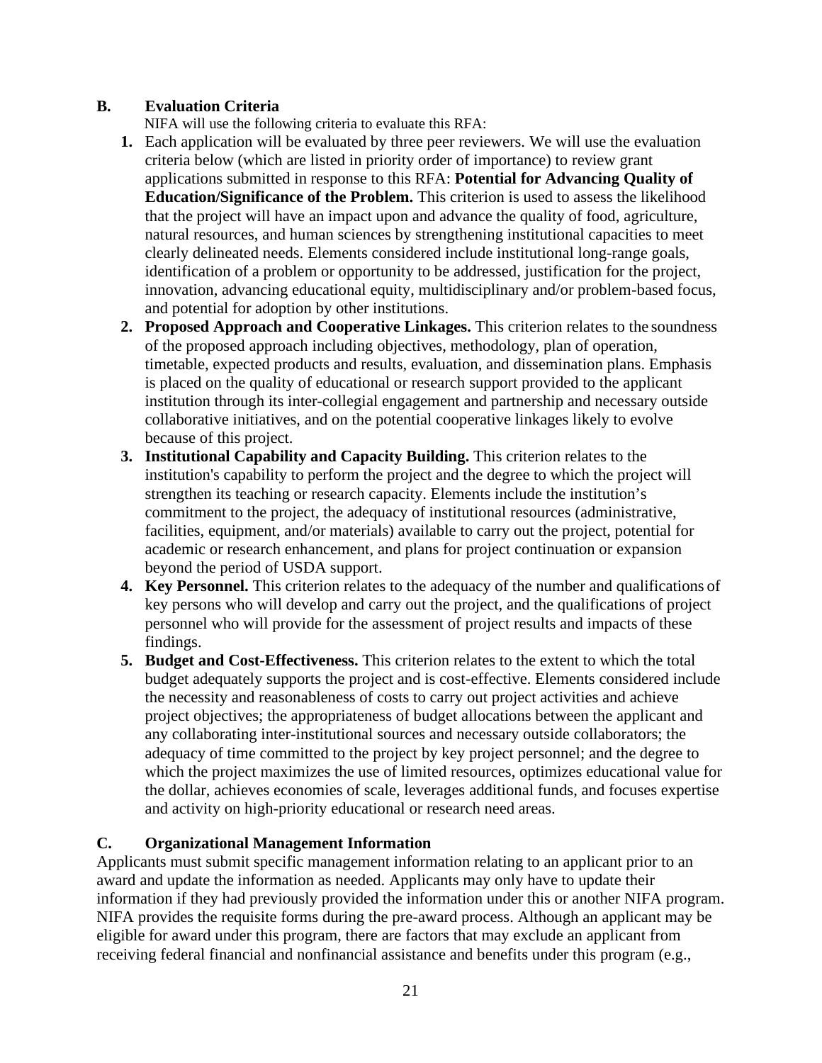## B. Evaluation Criteria

NIFA will use the following criteria to evaluate this RFA:

1. Each application will be evaluated by three peer reviewers. We will use the evaluation criteria below (which are listed in priority order of importance) to review grant applications submitted in response to this RFA: **Potential for Advancing Quality of Education/Significance of the Problem.** This criterion is used to assess the likelihood that the project will have an impact upon and advance the quality of food, agriculture, natural resources, and human sciences by strengthening institutional capacities to meet clearly delineated needs. Elements considered include institutional long-range goals, identification of a problem or opportunity to be addressed, justification for the project, innovation, advancing educational equity, multidisciplinary and/or problem-based focus, and potential for adoption by other institutions.
2. **Proposed Approach and Cooperative Linkages.** This criterion relates to the soundness of the proposed approach including objectives, methodology, plan of operation, timetable, expected products and results, evaluation, and dissemination plans. Emphasis is placed on the quality of educational or research support provided to the applicant institution through its inter-collegial engagement and partnership and necessary outside collaborative initiatives, and on the potential cooperative linkages likely to evolve because of this project.
3. **Institutional Capability and Capacity Building.** This criterion relates to the institution's capability to perform the project and the degree to which the project will strengthen its teaching or research capacity. Elements include the institution's commitment to the project, the adequacy of institutional resources (administrative, facilities, equipment, and/or materials) available to carry out the project, potential for academic or research enhancement, and plans for project continuation or expansion beyond the period of USDA support.
4. **Key Personnel.** This criterion relates to the adequacy of the number and qualifications of key persons who will develop and carry out the project, and the qualifications of project personnel who will provide for the assessment of project results and impacts of these findings.
5. **Budget and Cost-Effectiveness.** This criterion relates to the extent to which the total budget adequately supports the project and is cost-effective. Elements considered include the necessity and reasonableness of costs to carry out project activities and achieve project objectives; the appropriateness of budget allocations between the applicant and any collaborating inter-institutional sources and necessary outside collaborators; the adequacy of time committed to the project by key project personnel; and the degree to which the project maximizes the use of limited resources, optimizes educational value for the dollar, achieves economies of scale, leverages additional funds, and focuses expertise and activity on high-priority educational or research need areas.

## C. Organizational Management Information

Applicants must submit specific management information relating to an applicant prior to an award and update the information as needed. Applicants may only have to update their information if they had previously provided the information under this or another NIFA program. NIFA provides the requisite forms during the pre-award process. Although an applicant may be eligible for award under this program, there are factors that may exclude an applicant from receiving federal financial and nonfinancial assistance and benefits under this program (e.g.,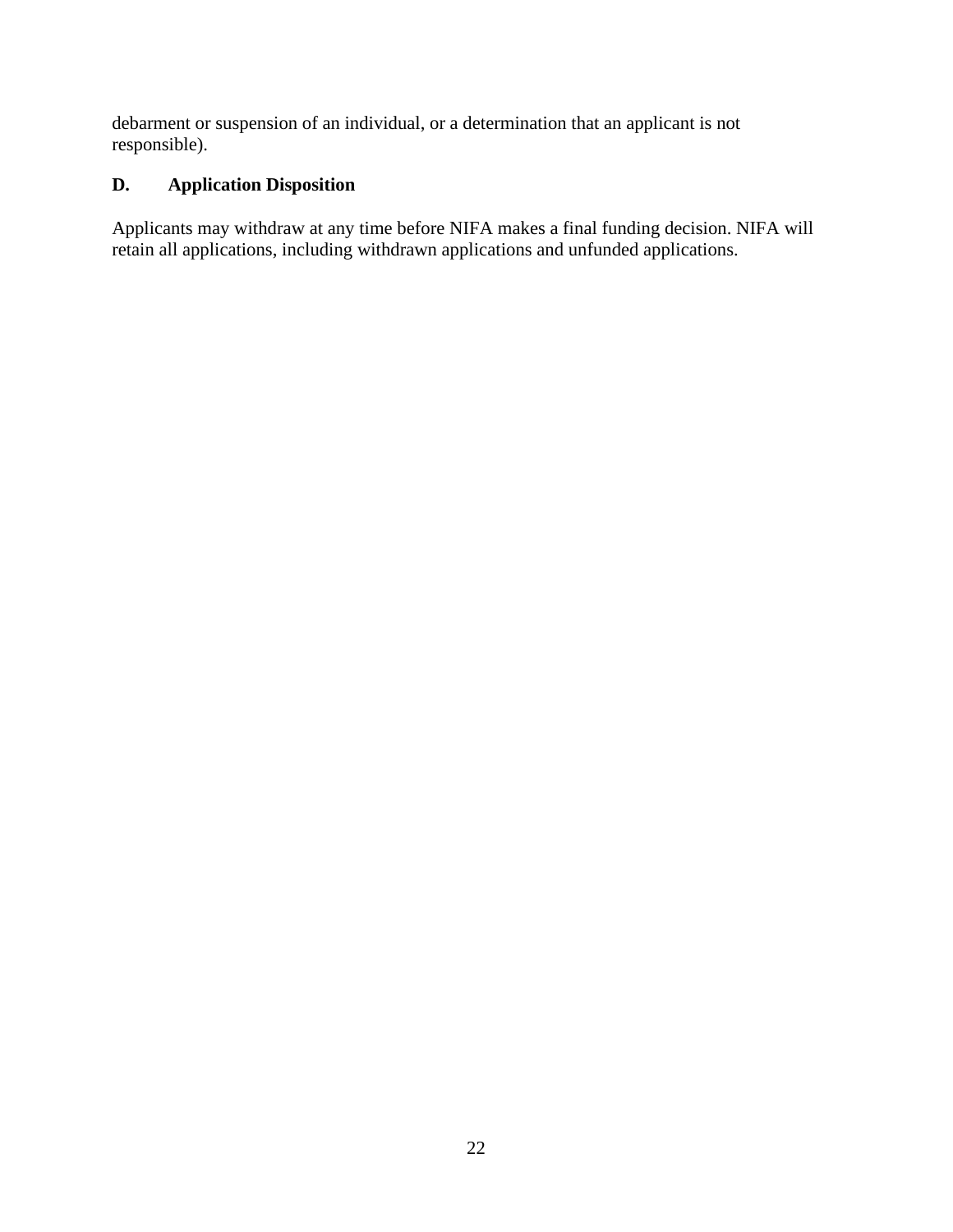debarment or suspension of an individual, or a determination that an applicant is not responsible).

## D. Application Disposition

Applicants may withdraw at any time before NIFA makes a final funding decision. NIFA will retain all applications, including withdrawn applications and unfunded applications.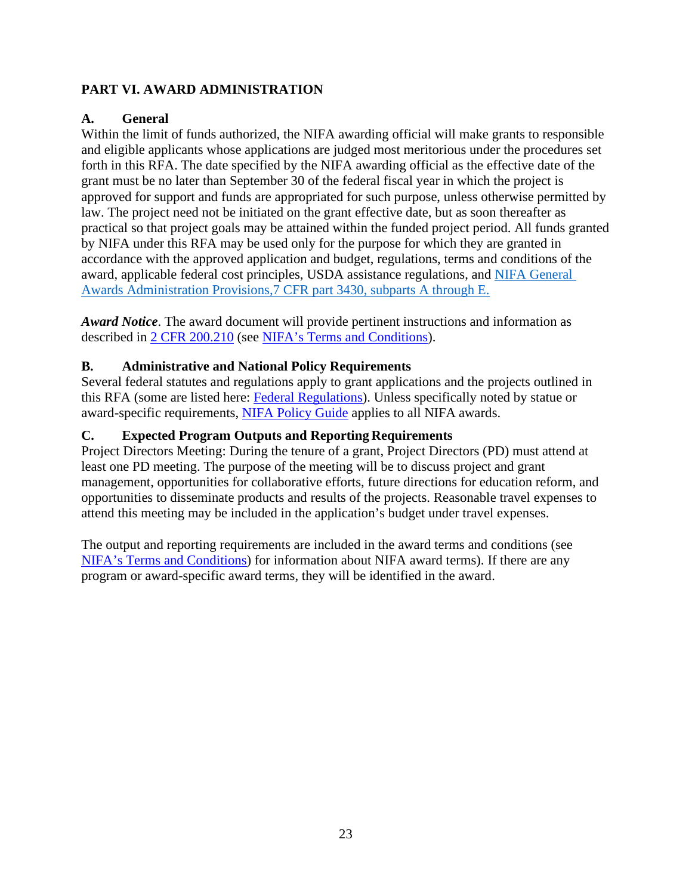## PART VI. AWARD ADMINISTRATION

### A. General

Within the limit of funds authorized, the NIFA awarding official will make grants to responsible and eligible applicants whose applications are judged most meritorious under the procedures set forth in this RFA. The date specified by the NIFA awarding official as the effective date of the grant must be no later than September 30 of the federal fiscal year in which the project is approved for support and funds are appropriated for such purpose, unless otherwise permitted by law. The project need not be initiated on the grant effective date, but as soon thereafter as practical so that project goals may be attained within the funded project period. All funds granted by NIFA under this RFA may be used only for the purpose for which they are granted in accordance with the approved application and budget, regulations, terms and conditions of the award, applicable federal cost principles, USDA assistance regulations, and NIFA General Awards Administration Provisions,7 CFR part 3430, subparts A through E.

***Award Notice***. The award document will provide pertinent instructions and information as described in 2 CFR 200.210 (see NIFA's Terms and Conditions).

### B. Administrative and National Policy Requirements

Several federal statutes and regulations apply to grant applications and the projects outlined in this RFA (some are listed here: Federal Regulations). Unless specifically noted by statue or award-specific requirements, NIFA Policy Guide applies to all NIFA awards.

### C. Expected Program Outputs and Reporting Requirements

Project Directors Meeting: During the tenure of a grant, Project Directors (PD) must attend at least one PD meeting. The purpose of the meeting will be to discuss project and grant management, opportunities for collaborative efforts, future directions for education reform, and opportunities to disseminate products and results of the projects. Reasonable travel expenses to attend this meeting may be included in the application's budget under travel expenses.

The output and reporting requirements are included in the award terms and conditions (see NIFA's Terms and Conditions) for information about NIFA award terms). If there are any program or award-specific award terms, they will be identified in the award.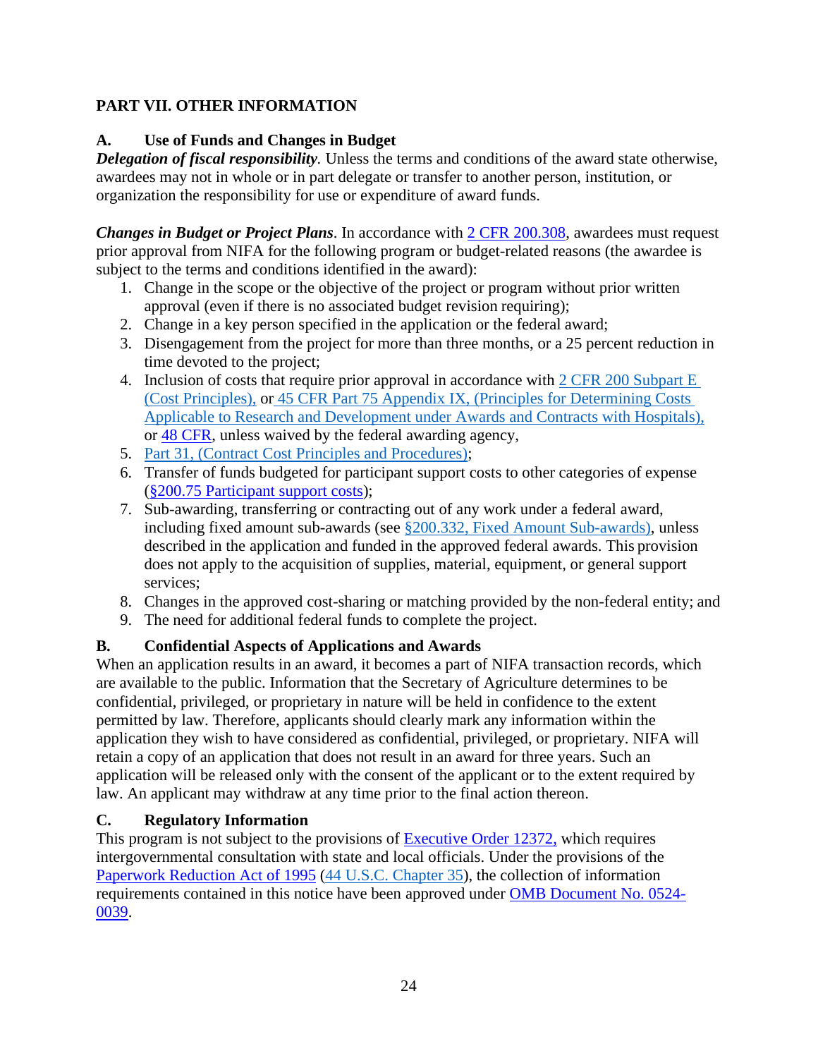## PART VII. OTHER INFORMATION

### A. Use of Funds and Changes in Budget

***Delegation of fiscal responsibility.*** Unless the terms and conditions of the award state otherwise, awardees may not in whole or in part delegate or transfer to another person, institution, or organization the responsibility for use or expenditure of award funds.

***Changes in Budget or Project Plans***. In accordance with 2 CFR 200.308, awardees must request prior approval from NIFA for the following program or budget-related reasons (the awardee is subject to the terms and conditions identified in the award):

1. Change in the scope or the objective of the project or program without prior written approval (even if there is no associated budget revision requiring);
2. Change in a key person specified in the application or the federal award;
3. Disengagement from the project for more than three months, or a 25 percent reduction in time devoted to the project;
4. Inclusion of costs that require prior approval in accordance with 2 CFR 200 Subpart E (Cost Principles), or 45 CFR Part 75 Appendix IX, (Principles for Determining Costs Applicable to Research and Development under Awards and Contracts with Hospitals), or 48 CFR, unless waived by the federal awarding agency,
5. Part 31, (Contract Cost Principles and Procedures);
6. Transfer of funds budgeted for participant support costs to other categories of expense (§200.75 Participant support costs);
7. Sub-awarding, transferring or contracting out of any work under a federal award, including fixed amount sub-awards (see §200.332, Fixed Amount Sub-awards), unless described in the application and funded in the approved federal awards. This provision does not apply to the acquisition of supplies, material, equipment, or general support services;
8. Changes in the approved cost-sharing or matching provided by the non-federal entity; and
9. The need for additional federal funds to complete the project.

### B. Confidential Aspects of Applications and Awards

When an application results in an award, it becomes a part of NIFA transaction records, which are available to the public. Information that the Secretary of Agriculture determines to be confidential, privileged, or proprietary in nature will be held in confidence to the extent permitted by law. Therefore, applicants should clearly mark any information within the application they wish to have considered as confidential, privileged, or proprietary. NIFA will retain a copy of an application that does not result in an award for three years. Such an application will be released only with the consent of the applicant or to the extent required by law. An applicant may withdraw at any time prior to the final action thereon.

### C. Regulatory Information

This program is not subject to the provisions of Executive Order 12372, which requires intergovernmental consultation with state and local officials. Under the provisions of the Paperwork Reduction Act of 1995 (44 U.S.C. Chapter 35), the collection of information requirements contained in this notice have been approved under OMB Document No. 0524-0039.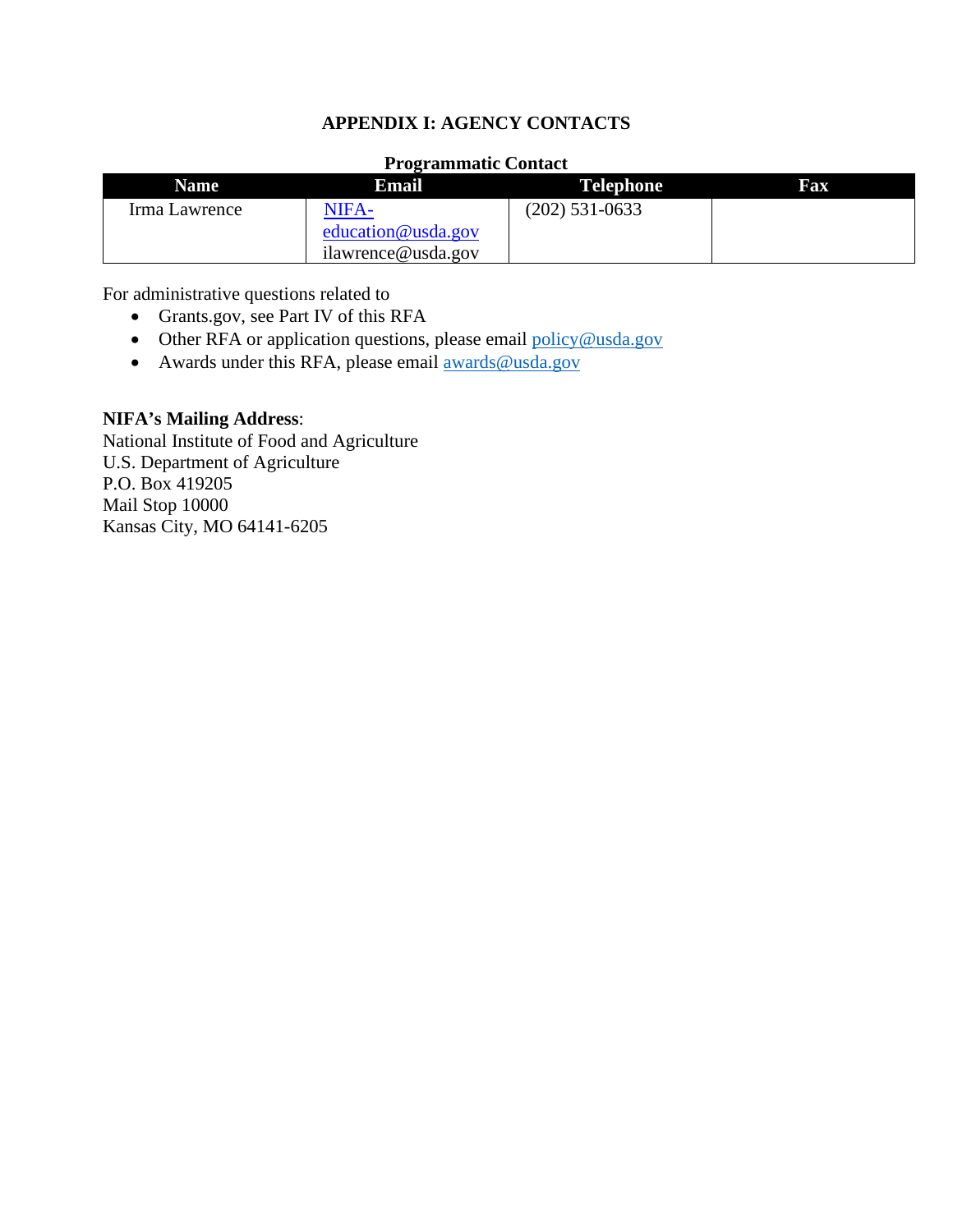# APPENDIX I: AGENCY CONTACTS

**Programmatic Contact**

| Name | Email | Telephone | Fax |
| --- | --- | --- | --- |
| Irma Lawrence | NIFA-education@usda.gov ilawrence@usda.gov | (202) 531-0633 | |

For administrative questions related to

- Grants.gov, see Part IV of this RFA
- Other RFA or application questions, please email policy@usda.gov
- Awards under this RFA, please email awards@usda.gov

**NIFA's Mailing Address**:
National Institute of Food and Agriculture
U.S. Department of Agriculture
P.O. Box 419205
Mail Stop 10000
Kansas City, MO 64141-6205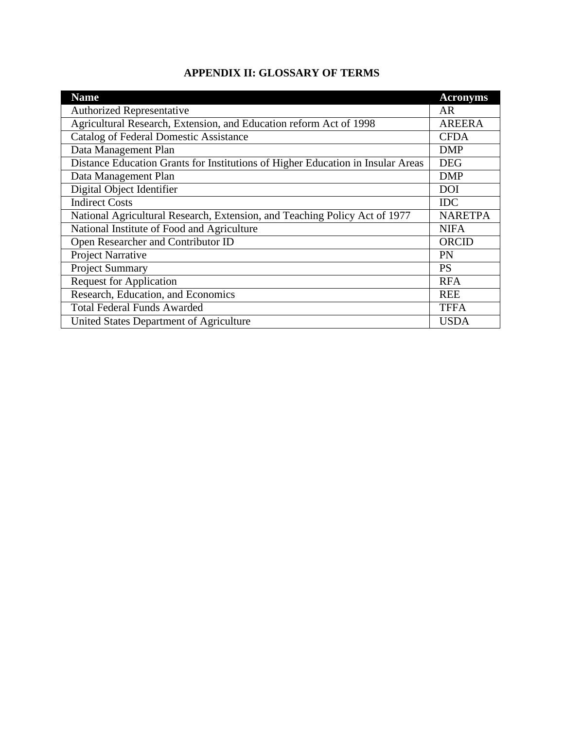# APPENDIX II: GLOSSARY OF TERMS

| Name | Acronyms |
|---|---|
| Authorized Representative | AR |
| Agricultural Research, Extension, and Education reform Act of 1998 | AREERA |
| Catalog of Federal Domestic Assistance | CFDA |
| Data Management Plan | DMP |
| Distance Education Grants for Institutions of Higher Education in Insular Areas | DEG |
| Data Management Plan | DMP |
| Digital Object Identifier | DOI |
| Indirect Costs | IDC |
| National Agricultural Research, Extension, and Teaching Policy Act of 1977 | NARETPA |
| National Institute of Food and Agriculture | NIFA |
| Open Researcher and Contributor ID | ORCID |
| Project Narrative | PN |
| Project Summary | PS |
| Request for Application | RFA |
| Research, Education, and Economics | REE |
| Total Federal Funds Awarded | TFFA |
| United States Department of Agriculture | USDA |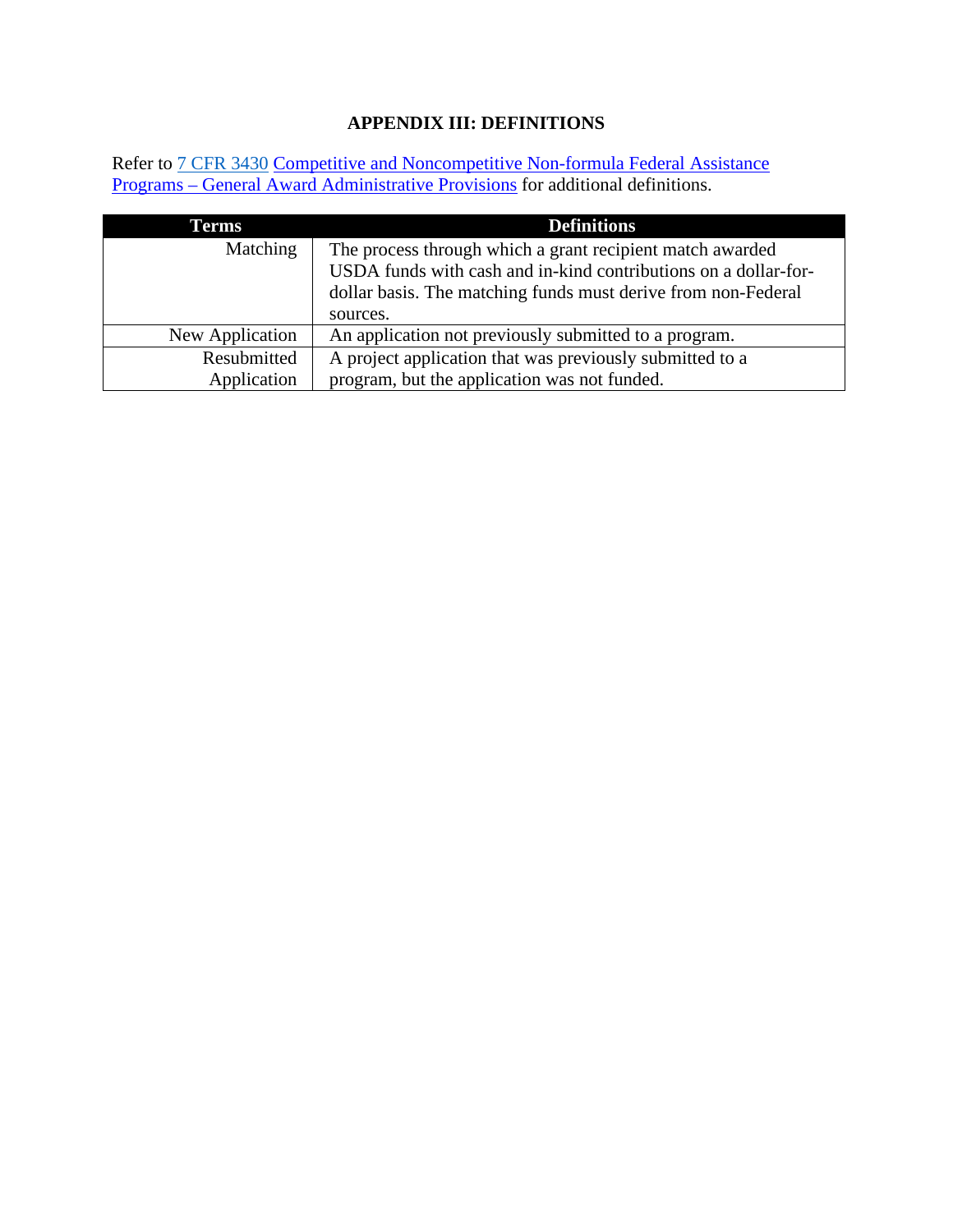## APPENDIX III: DEFINITIONS

Refer to 7 CFR 3430 Competitive and Noncompetitive Non-formula Federal Assistance Programs – General Award Administrative Provisions for additional definitions.

| Terms | Definitions |
|---|---|
| Matching | The process through which a grant recipient match awarded USDA funds with cash and in-kind contributions on a dollar-for-dollar basis. The matching funds must derive from non-Federal sources. |
| New Application | An application not previously submitted to a program. |
| Resubmitted Application | A project application that was previously submitted to a program, but the application was not funded. |